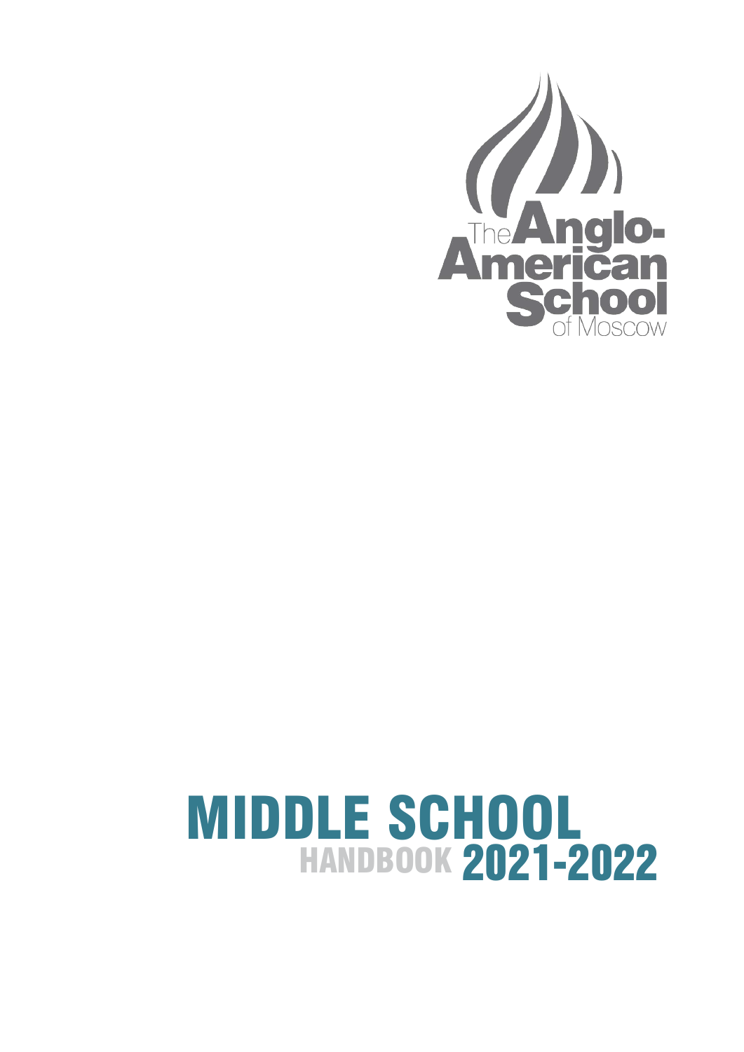The Anglo-American School of Moscow

# MIDDLE SCHOOL

## HANDBOOK 2021-2022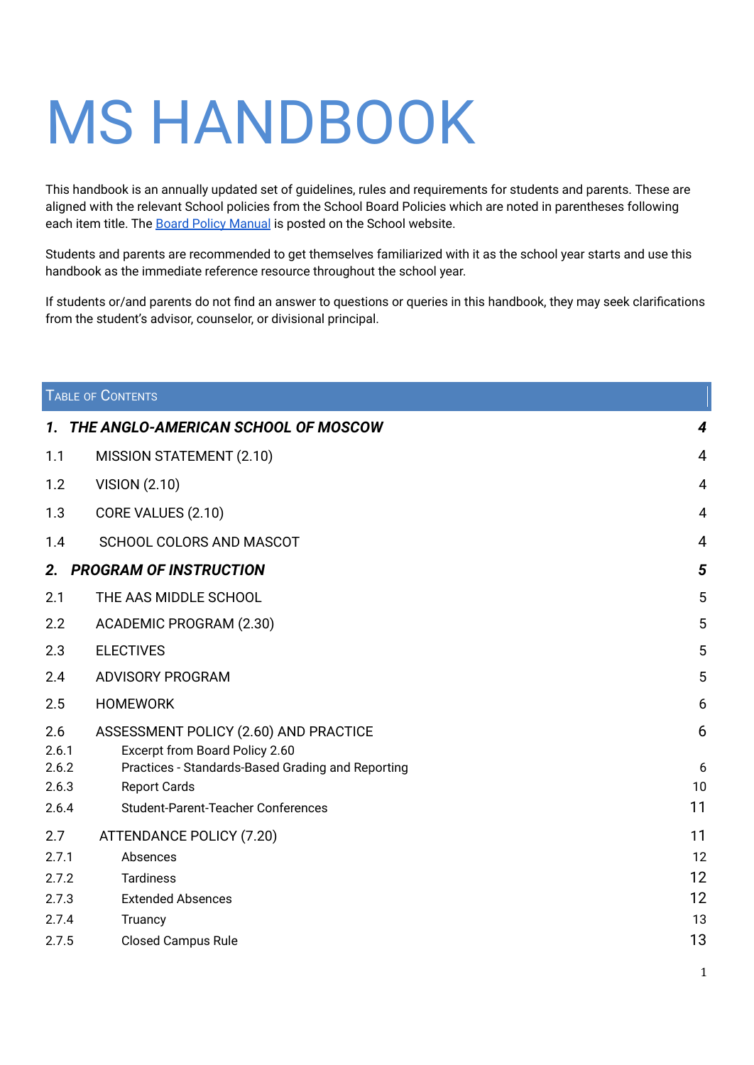# MS HANDBOOK

This handbook is an annually updated set of guidelines, rules and requirements for students and parents. These are aligned with the relevant School policies from the School Board Policies which are noted in parentheses following each item title. The [Board Policy Manual]() is posted on the School website.

Students and parents are recommended to get themselves familiarized with it as the school year starts and use this handbook as the immediate reference resource throughout the school year.

If students or/and parents do not find an answer to questions or queries in this handbook, they may seek clarifications from the student's advisor, counselor, or divisional principal.

## Table of Contents

| | | |
|---|---|---|
| ***1.*** | ***THE ANGLO-AMERICAN SCHOOL OF MOSCOW*** | ***4*** |
| 1.1 | MISSION STATEMENT (2.10) | 4 |
| 1.2 | VISION (2.10) | 4 |
| 1.3 | CORE VALUES (2.10) | 4 |
| 1.4 | SCHOOL COLORS AND MASCOT | 4 |
| ***2.*** | ***PROGRAM OF INSTRUCTION*** | ***5*** |
| 2.1 | THE AAS MIDDLE SCHOOL | 5 |
| 2.2 | ACADEMIC PROGRAM (2.30) | 5 |
| 2.3 | ELECTIVES | 5 |
| 2.4 | ADVISORY PROGRAM | 5 |
| 2.5 | HOMEWORK | 6 |
| 2.6 | ASSESSMENT POLICY (2.60) AND PRACTICE | 6 |
| 2.6.1 | Excerpt from Board Policy 2.60 | |
| 2.6.2 | Practices - Standards-Based Grading and Reporting | 6 |
| 2.6.3 | Report Cards | 10 |
| 2.6.4 | Student-Parent-Teacher Conferences | 11 |
| 2.7 | ATTENDANCE POLICY (7.20) | 11 |
| 2.7.1 | Absences | 12 |
| 2.7.2 | Tardiness | 12 |
| 2.7.3 | Extended Absences | 12 |
| 2.7.4 | Truancy | 13 |
| 2.7.5 | Closed Campus Rule | 13 |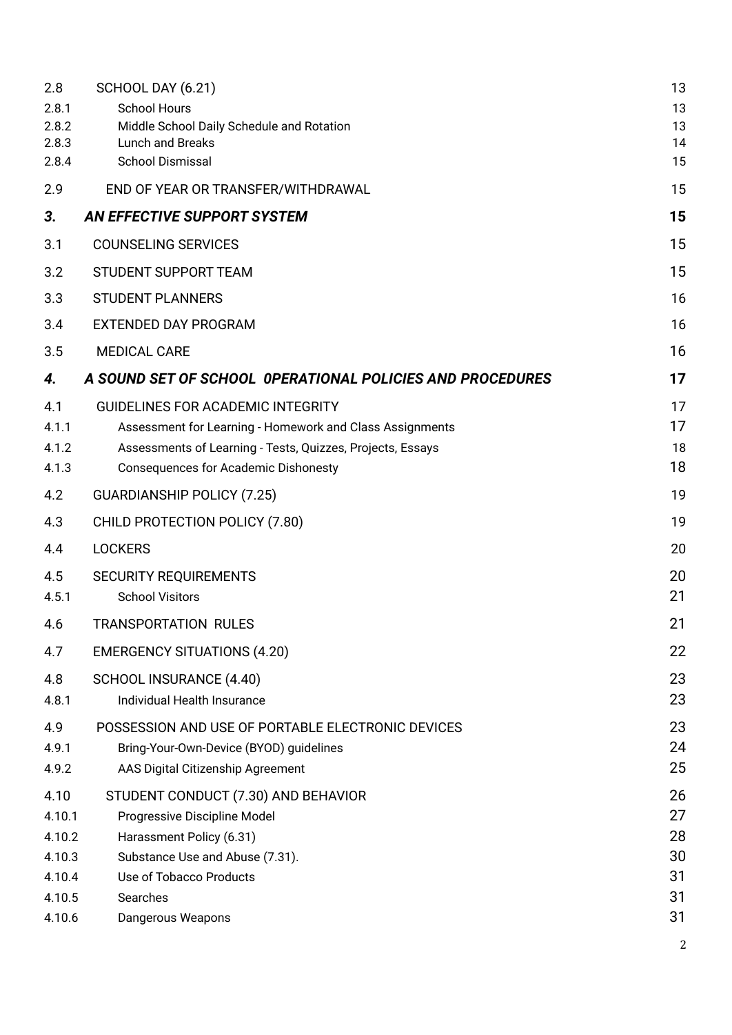| | | |
|---|---|---|
| 2.8 | SCHOOL DAY (6.21) | 13 |
| 2.8.1 | School Hours | 13 |
| 2.8.2 | Middle School Daily Schedule and Rotation | 13 |
| 2.8.3 | Lunch and Breaks | 14 |
| 2.8.4 | School Dismissal | 15 |
| 2.9 | END OF YEAR OR TRANSFER/WITHDRAWAL | 15 |
| ***3.*** | ***AN EFFECTIVE SUPPORT SYSTEM*** | **15** |
| 3.1 | COUNSELING SERVICES | 15 |
| 3.2 | STUDENT SUPPORT TEAM | 15 |
| 3.3 | STUDENT PLANNERS | 16 |
| 3.4 | EXTENDED DAY PROGRAM | 16 |
| 3.5 | MEDICAL CARE | 16 |
| ***4.*** | ***A SOUND SET OF SCHOOL 0PERATIONAL POLICIES AND PROCEDURES*** | **17** |
| 4.1 | GUIDELINES FOR ACADEMIC INTEGRITY | 17 |
| 4.1.1 | Assessment for Learning - Homework and Class Assignments | 17 |
| 4.1.2 | Assessments of Learning - Tests, Quizzes, Projects, Essays | 18 |
| 4.1.3 | Consequences for Academic Dishonesty | 18 |
| 4.2 | GUARDIANSHIP POLICY (7.25) | 19 |
| 4.3 | CHILD PROTECTION POLICY (7.80) | 19 |
| 4.4 | LOCKERS | 20 |
| 4.5 | SECURITY REQUIREMENTS | 20 |
| 4.5.1 | School Visitors | 21 |
| 4.6 | TRANSPORTATION RULES | 21 |
| 4.7 | EMERGENCY SITUATIONS (4.20) | 22 |
| 4.8 | SCHOOL INSURANCE (4.40) | 23 |
| 4.8.1 | Individual Health Insurance | 23 |
| 4.9 | POSSESSION AND USE OF PORTABLE ELECTRONIC DEVICES | 23 |
| 4.9.1 | Bring-Your-Own-Device (BYOD) guidelines | 24 |
| 4.9.2 | AAS Digital Citizenship Agreement | 25 |
| 4.10 | STUDENT CONDUCT (7.30) AND BEHAVIOR | 26 |
| 4.10.1 | Progressive Discipline Model | 27 |
| 4.10.2 | Harassment Policy (6.31) | 28 |
| 4.10.3 | Substance Use and Abuse (7.31). | 30 |
| 4.10.4 | Use of Tobacco Products | 31 |
| 4.10.5 | Searches | 31 |
| 4.10.6 | Dangerous Weapons | 31 |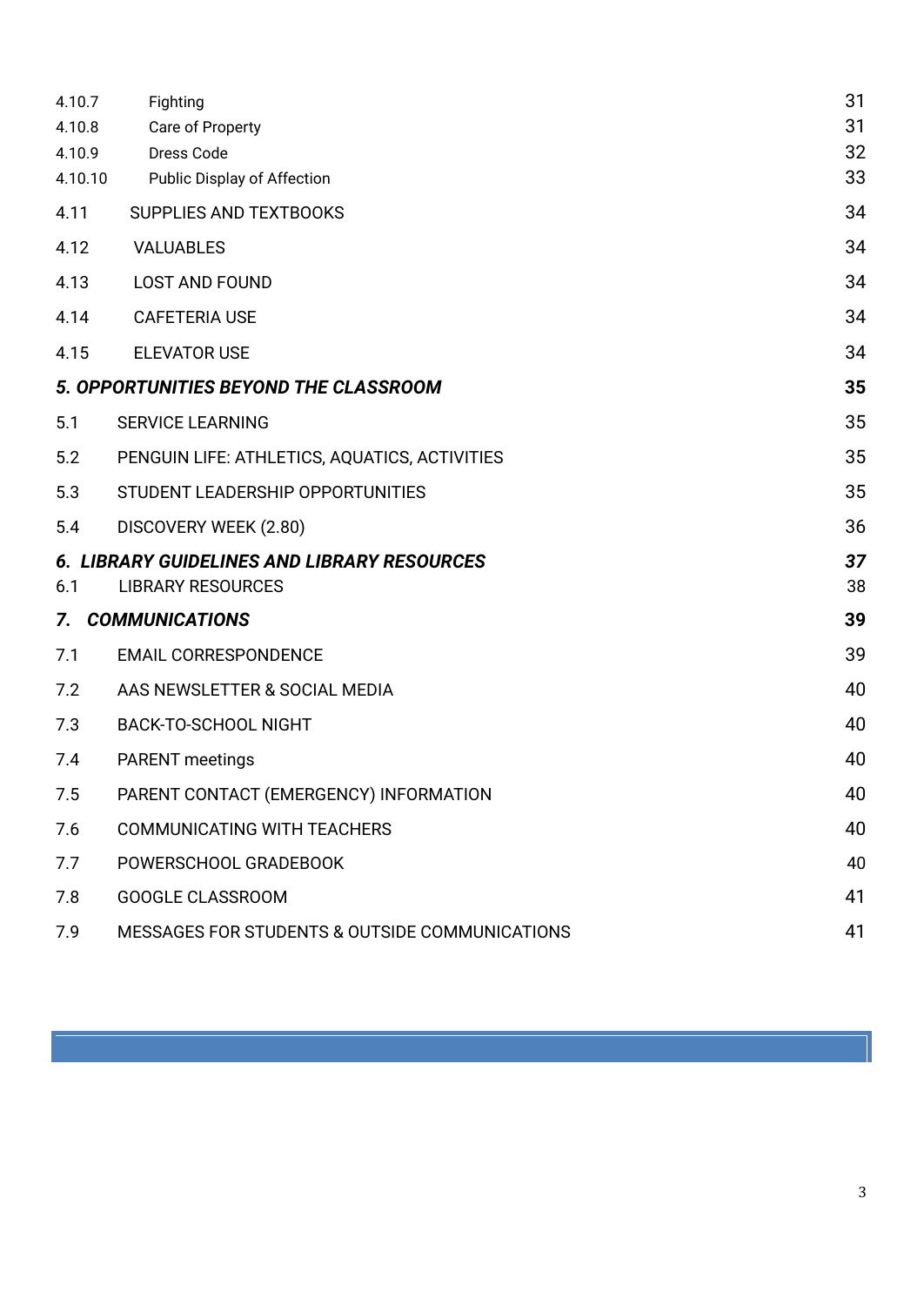| | | |
|---|---|---|
| 4.10.7 | Fighting | 31 |
| 4.10.8 | Care of Property | 31 |
| 4.10.9 | Dress Code | 32 |
| 4.10.10 | Public Display of Affection | 33 |
| 4.11 | SUPPLIES AND TEXTBOOKS | 34 |
| 4.12 | VALUABLES | 34 |
| 4.13 | LOST AND FOUND | 34 |
| 4.14 | CAFETERIA USE | 34 |
| 4.15 | ELEVATOR USE | 34 |
| ***5. OPPORTUNITIES BEYOND THE CLASSROOM*** | | **35** |
| 5.1 | SERVICE LEARNING | 35 |
| 5.2 | PENGUIN LIFE: ATHLETICS, AQUATICS, ACTIVITIES | 35 |
| 5.3 | STUDENT LEADERSHIP OPPORTUNITIES | 35 |
| 5.4 | DISCOVERY WEEK (2.80) | 36 |
| ***6. LIBRARY GUIDELINES AND LIBRARY RESOURCES*** | | ***37*** |
| 6.1 | LIBRARY RESOURCES | 38 |
| ***7. COMMUNICATIONS*** | | **39** |
| 7.1 | EMAIL CORRESPONDENCE | 39 |
| 7.2 | AAS NEWSLETTER & SOCIAL MEDIA | 40 |
| 7.3 | BACK-TO-SCHOOL NIGHT | 40 |
| 7.4 | PARENT meetings | 40 |
| 7.5 | PARENT CONTACT (EMERGENCY) INFORMATION | 40 |
| 7.6 | COMMUNICATING WITH TEACHERS | 40 |
| 7.7 | POWERSCHOOL GRADEBOOK | 40 |
| 7.8 | GOOGLE CLASSROOM | 41 |
| 7.9 | MESSAGES FOR STUDENTS & OUTSIDE COMMUNICATIONS | 41 |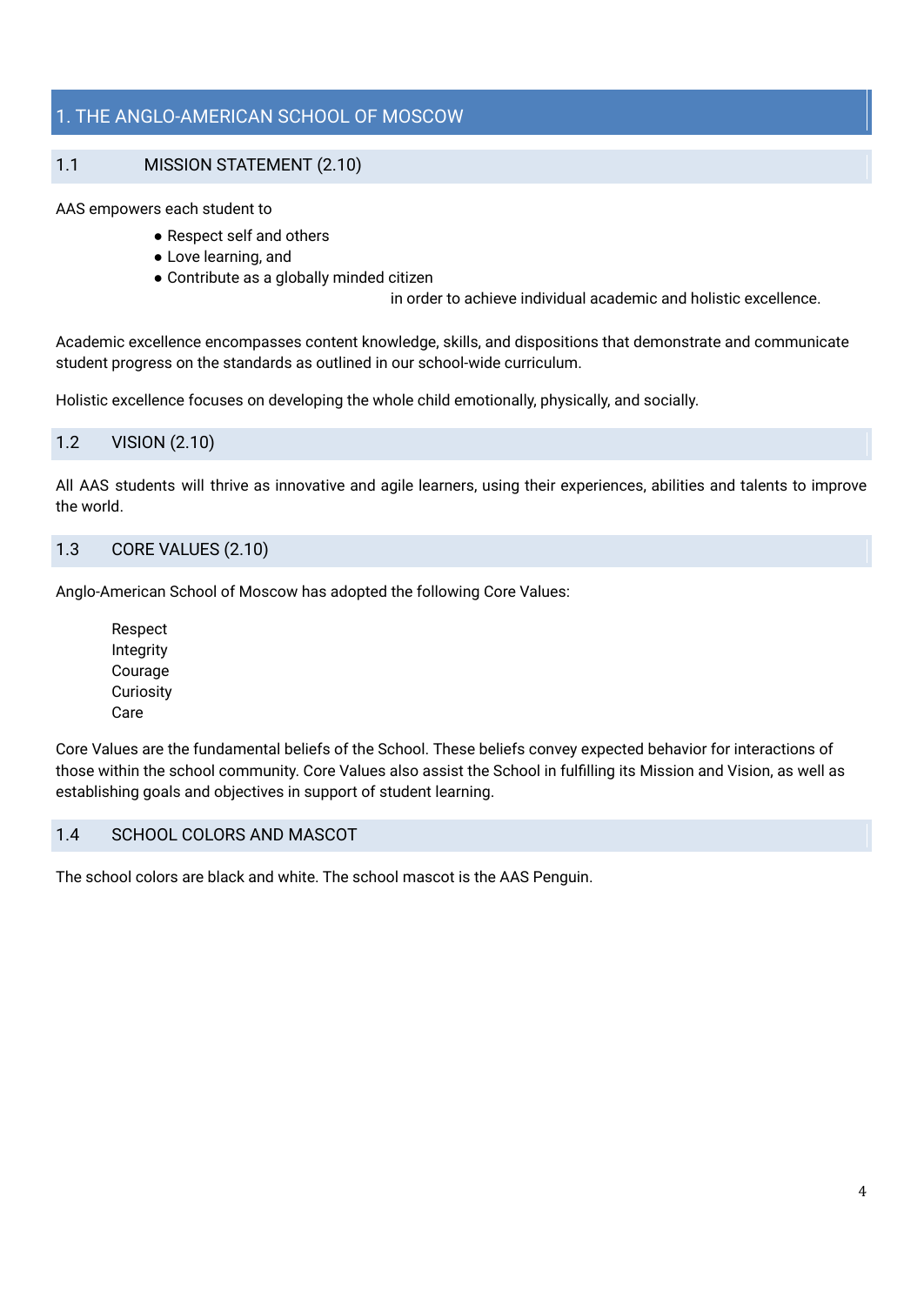# 1. THE ANGLO-AMERICAN SCHOOL OF MOSCOW

## 1.1 MISSION STATEMENT (2.10)

AAS empowers each student to

- Respect self and others
- Love learning, and
- Contribute as a globally minded citizen

in order to achieve individual academic and holistic excellence.

Academic excellence encompasses content knowledge, skills, and dispositions that demonstrate and communicate student progress on the standards as outlined in our school-wide curriculum.

Holistic excellence focuses on developing the whole child emotionally, physically, and socially.

## 1.2 VISION (2.10)

All AAS students will thrive as innovative and agile learners, using their experiences, abilities and talents to improve the world.

## 1.3 CORE VALUES (2.10)

Anglo-American School of Moscow has adopted the following Core Values:

Respect
Integrity
Courage
Curiosity
Care

Core Values are the fundamental beliefs of the School. These beliefs convey expected behavior for interactions of those within the school community. Core Values also assist the School in fulfilling its Mission and Vision, as well as establishing goals and objectives in support of student learning.

## 1.4 SCHOOL COLORS AND MASCOT

The school colors are black and white. The school mascot is the AAS Penguin.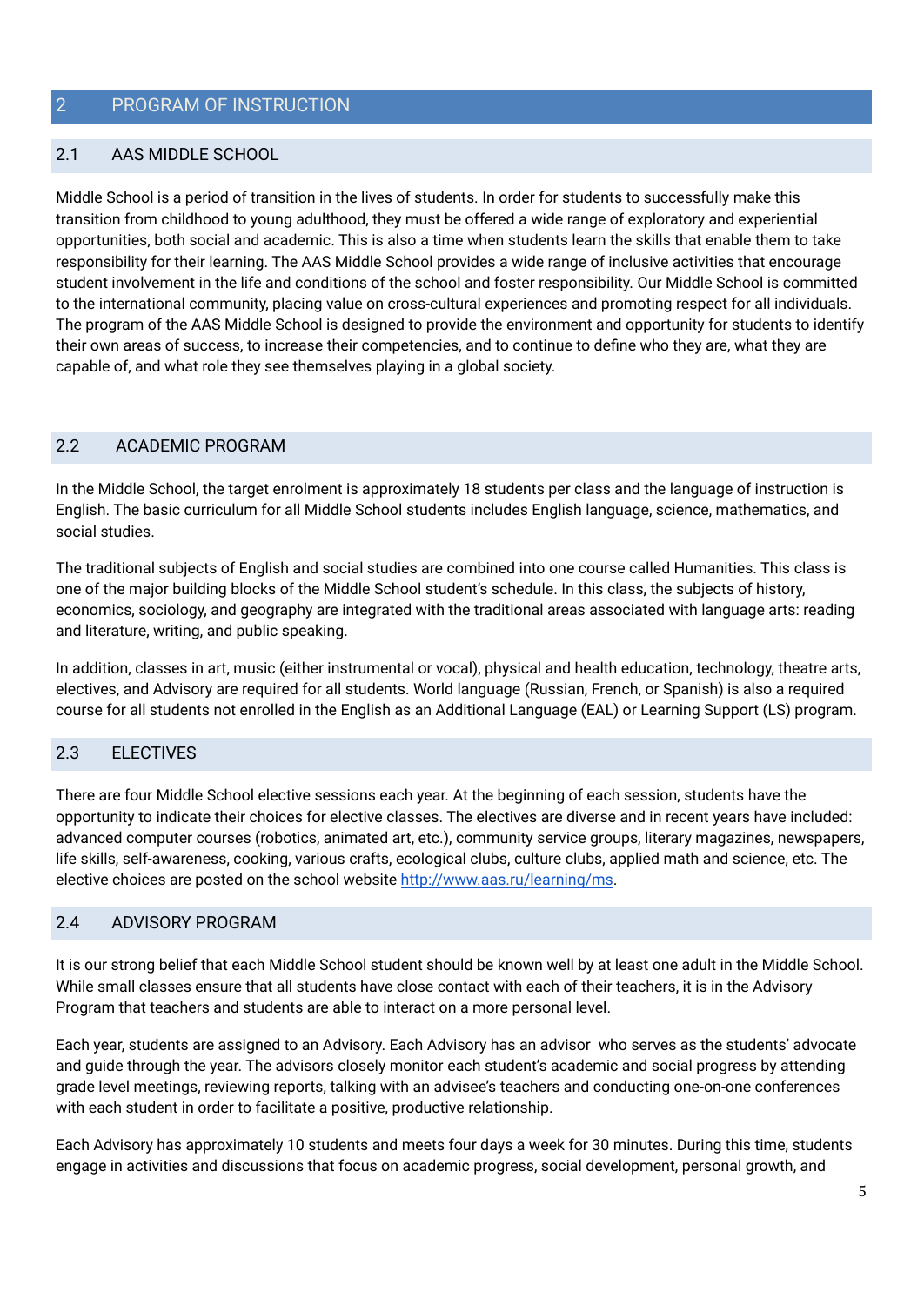# 2 PROGRAM OF INSTRUCTION

## 2.1 AAS MIDDLE SCHOOL

Middle School is a period of transition in the lives of students. In order for students to successfully make this transition from childhood to young adulthood, they must be offered a wide range of exploratory and experiential opportunities, both social and academic. This is also a time when students learn the skills that enable them to take responsibility for their learning. The AAS Middle School provides a wide range of inclusive activities that encourage student involvement in the life and conditions of the school and foster responsibility. Our Middle School is committed to the international community, placing value on cross-cultural experiences and promoting respect for all individuals. The program of the AAS Middle School is designed to provide the environment and opportunity for students to identify their own areas of success, to increase their competencies, and to continue to define who they are, what they are capable of, and what role they see themselves playing in a global society.

## 2.2 ACADEMIC PROGRAM

In the Middle School, the target enrolment is approximately 18 students per class and the language of instruction is English. The basic curriculum for all Middle School students includes English language, science, mathematics, and social studies.

The traditional subjects of English and social studies are combined into one course called Humanities. This class is one of the major building blocks of the Middle School student's schedule. In this class, the subjects of history, economics, sociology, and geography are integrated with the traditional areas associated with language arts: reading and literature, writing, and public speaking.

In addition, classes in art, music (either instrumental or vocal), physical and health education, technology, theatre arts, electives, and Advisory are required for all students. World language (Russian, French, or Spanish) is also a required course for all students not enrolled in the English as an Additional Language (EAL) or Learning Support (LS) program.

## 2.3 ELECTIVES

There are four Middle School elective sessions each year. At the beginning of each session, students have the opportunity to indicate their choices for elective classes. The electives are diverse and in recent years have included: advanced computer courses (robotics, animated art, etc.), community service groups, literary magazines, newspapers, life skills, self-awareness, cooking, various crafts, ecological clubs, culture clubs, applied math and science, etc. The elective choices are posted on the school website [http://www.aas.ru/learning/ms](http://www.aas.ru/learning/ms).

## 2.4 ADVISORY PROGRAM

It is our strong belief that each Middle School student should be known well by at least one adult in the Middle School. While small classes ensure that all students have close contact with each of their teachers, it is in the Advisory Program that teachers and students are able to interact on a more personal level.

Each year, students are assigned to an Advisory. Each Advisory has an advisor who serves as the students' advocate and guide through the year. The advisors closely monitor each student's academic and social progress by attending grade level meetings, reviewing reports, talking with an advisee's teachers and conducting one-on-one conferences with each student in order to facilitate a positive, productive relationship.

Each Advisory has approximately 10 students and meets four days a week for 30 minutes. During this time, students engage in activities and discussions that focus on academic progress, social development, personal growth, and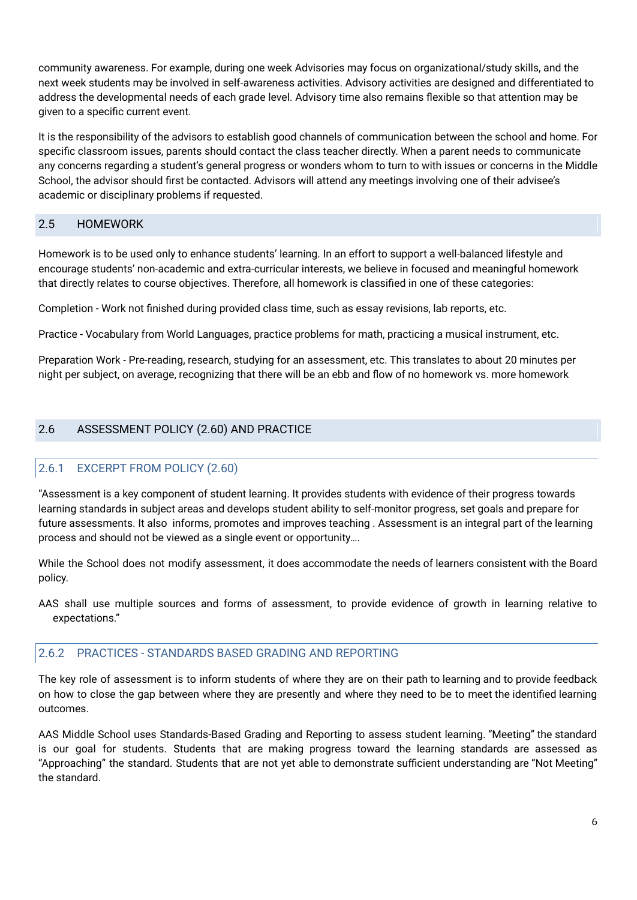community awareness. For example, during one week Advisories may focus on organizational/study skills, and the next week students may be involved in self-awareness activities. Advisory activities are designed and differentiated to address the developmental needs of each grade level. Advisory time also remains flexible so that attention may be given to a specific current event.

It is the responsibility of the advisors to establish good channels of communication between the school and home. For specific classroom issues, parents should contact the class teacher directly. When a parent needs to communicate any concerns regarding a student's general progress or wonders whom to turn to with issues or concerns in the Middle School, the advisor should first be contacted. Advisors will attend any meetings involving one of their advisee's academic or disciplinary problems if requested.

## 2.5 HOMEWORK

Homework is to be used only to enhance students' learning. In an effort to support a well-balanced lifestyle and encourage students' non-academic and extra-curricular interests, we believe in focused and meaningful homework that directly relates to course objectives. Therefore, all homework is classified in one of these categories:

Completion - Work not finished during provided class time, such as essay revisions, lab reports, etc.

Practice - Vocabulary from World Languages, practice problems for math, practicing a musical instrument, etc.

Preparation Work - Pre-reading, research, studying for an assessment, etc. This translates to about 20 minutes per night per subject, on average, recognizing that there will be an ebb and flow of no homework vs. more homework

## 2.6 ASSESSMENT POLICY (2.60) AND PRACTICE

### 2.6.1 EXCERPT FROM POLICY (2.60)

"Assessment is a key component of student learning. It provides students with evidence of their progress towards learning standards in subject areas and develops student ability to self-monitor progress, set goals and prepare for future assessments. It also informs, promotes and improves teaching . Assessment is an integral part of the learning process and should not be viewed as a single event or opportunity….

While the School does not modify assessment, it does accommodate the needs of learners consistent with the Board policy.

AAS shall use multiple sources and forms of assessment, to provide evidence of growth in learning relative to expectations."

### 2.6.2 PRACTICES - STANDARDS BASED GRADING AND REPORTING

The key role of assessment is to inform students of where they are on their path to learning and to provide feedback on how to close the gap between where they are presently and where they need to be to meet the identified learning outcomes.

AAS Middle School uses Standards-Based Grading and Reporting to assess student learning. "Meeting" the standard is our goal for students. Students that are making progress toward the learning standards are assessed as "Approaching" the standard. Students that are not yet able to demonstrate sufficient understanding are "Not Meeting" the standard.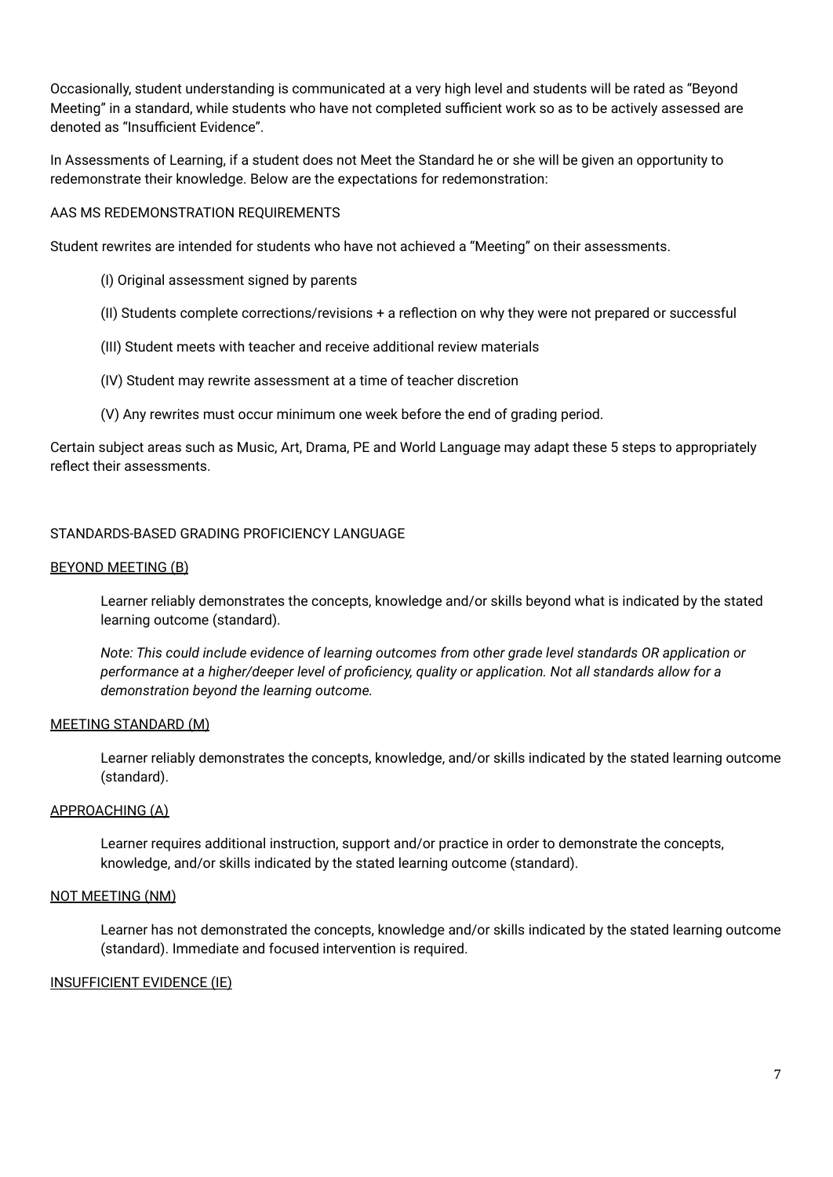Occasionally, student understanding is communicated at a very high level and students will be rated as "Beyond Meeting" in a standard, while students who have not completed sufficient work so as to be actively assessed are denoted as "Insufficient Evidence".

In Assessments of Learning, if a student does not Meet the Standard he or she will be given an opportunity to redemonstrate their knowledge. Below are the expectations for redemonstration:

AAS MS REDEMONSTRATION REQUIREMENTS

Student rewrites are intended for students who have not achieved a "Meeting" on their assessments.

(I) Original assessment signed by parents

(II) Students complete corrections/revisions + a reflection on why they were not prepared or successful

(III) Student meets with teacher and receive additional review materials

(IV) Student may rewrite assessment at a time of teacher discretion

(V) Any rewrites must occur minimum one week before the end of grading period.

Certain subject areas such as Music, Art, Drama, PE and World Language may adapt these 5 steps to appropriately reflect their assessments.

STANDARDS-BASED GRADING PROFICIENCY LANGUAGE

BEYOND MEETING (B)

Learner reliably demonstrates the concepts, knowledge and/or skills beyond what is indicated by the stated learning outcome (standard).

*Note: This could include evidence of learning outcomes from other grade level standards OR application or performance at a higher/deeper level of proficiency, quality or application. Not all standards allow for a demonstration beyond the learning outcome.*

MEETING STANDARD (M)

Learner reliably demonstrates the concepts, knowledge, and/or skills indicated by the stated learning outcome (standard).

APPROACHING (A)

Learner requires additional instruction, support and/or practice in order to demonstrate the concepts, knowledge, and/or skills indicated by the stated learning outcome (standard).

NOT MEETING (NM)

Learner has not demonstrated the concepts, knowledge and/or skills indicated by the stated learning outcome (standard). Immediate and focused intervention is required.

INSUFFICIENT EVIDENCE (IE)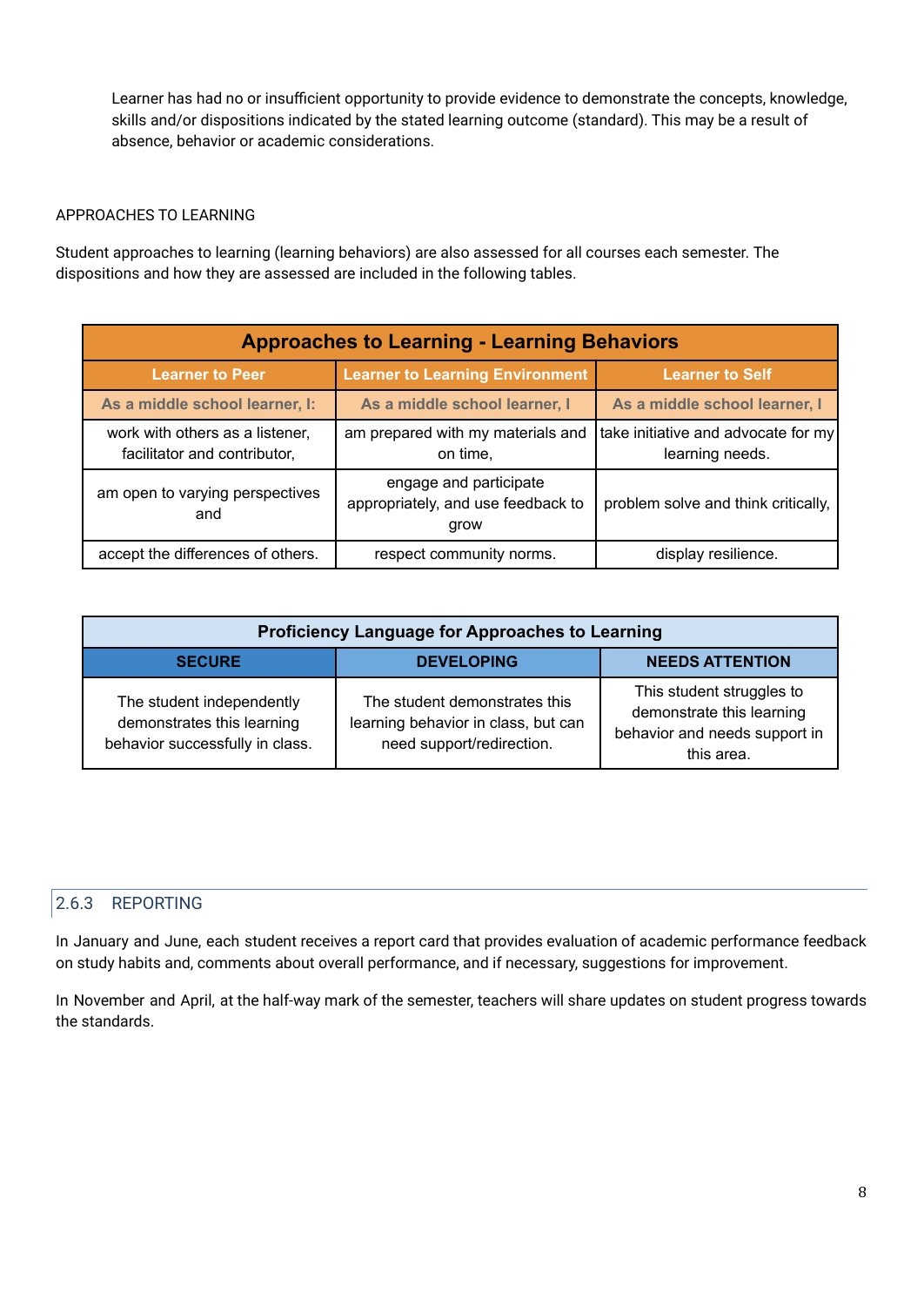Learner has had no or insufficient opportunity to provide evidence to demonstrate the concepts, knowledge, skills and/or dispositions indicated by the stated learning outcome (standard). This may be a result of absence, behavior or academic considerations.

APPROACHES TO LEARNING

Student approaches to learning (learning behaviors) are also assessed for all courses each semester. The dispositions and how they are assessed are included in the following tables.

| **Approaches to Learning - Learning Behaviors** | | |
|---|---|---|
| **Learner to Peer** | **Learner to Learning Environment** | **Learner to Self** |
| **As a middle school learner, I:** | **As a middle school learner, I** | **As a middle school learner, I** |
| work with others as a listener, facilitator and contributor, | am prepared with my materials and on time, | take initiative and advocate for my learning needs. |
| am open to varying perspectives and | engage and participate appropriately, and use feedback to grow | problem solve and think critically, |
| accept the differences of others. | respect community norms. | display resilience. |

| **Proficiency Language for Approaches to Learning** | | |
|---|---|---|
| **SECURE** | **DEVELOPING** | **NEEDS ATTENTION** |
| The student independently demonstrates this learning behavior successfully in class. | The student demonstrates this learning behavior in class, but can need support/redirection. | This student struggles to demonstrate this learning behavior and needs support in this area. |

### 2.6.3 REPORTING

In January and June, each student receives a report card that provides evaluation of academic performance feedback on study habits and, comments about overall performance, and if necessary, suggestions for improvement.

In November and April, at the half-way mark of the semester, teachers will share updates on student progress towards the standards.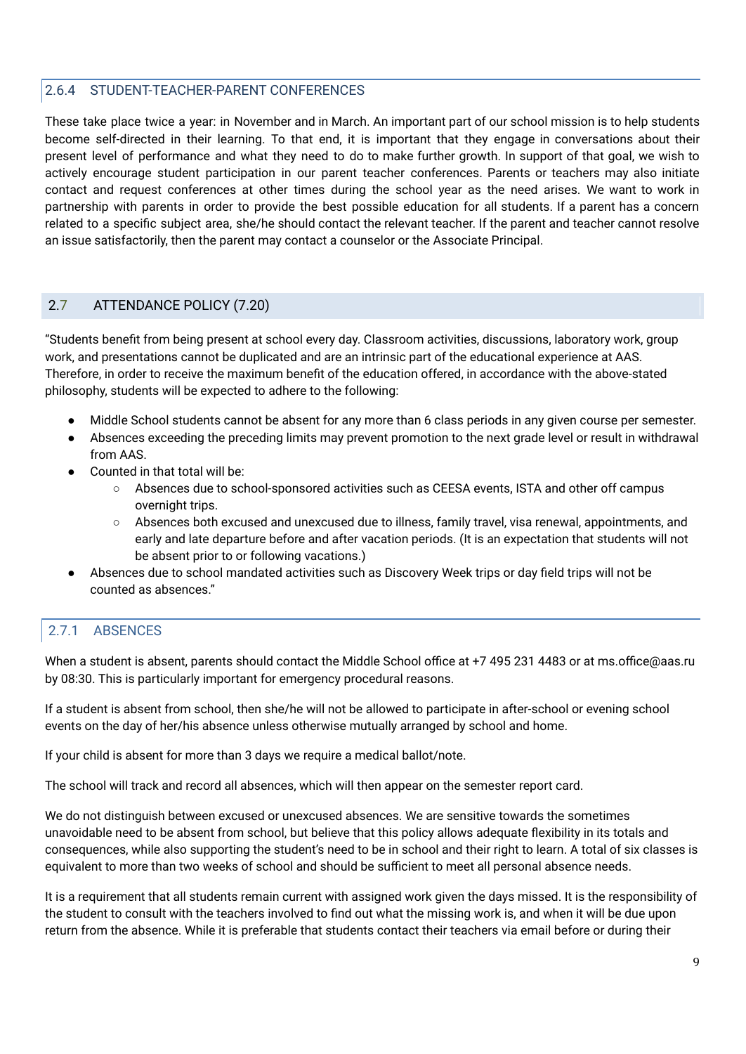### 2.6.4 STUDENT-TEACHER-PARENT CONFERENCES

These take place twice a year: in November and in March. An important part of our school mission is to help students become self-directed in their learning. To that end, it is important that they engage in conversations about their present level of performance and what they need to do to make further growth. In support of that goal, we wish to actively encourage student participation in our parent teacher conferences. Parents or teachers may also initiate contact and request conferences at other times during the school year as the need arises. We want to work in partnership with parents in order to provide the best possible education for all students. If a parent has a concern related to a specific subject area, she/he should contact the relevant teacher. If the parent and teacher cannot resolve an issue satisfactorily, then the parent may contact a counselor or the Associate Principal.

## 2.7 ATTENDANCE POLICY (7.20)

"Students benefit from being present at school every day. Classroom activities, discussions, laboratory work, group work, and presentations cannot be duplicated and are an intrinsic part of the educational experience at AAS. Therefore, in order to receive the maximum benefit of the education offered, in accordance with the above-stated philosophy, students will be expected to adhere to the following:

- Middle School students cannot be absent for any more than 6 class periods in any given course per semester.
- Absences exceeding the preceding limits may prevent promotion to the next grade level or result in withdrawal from AAS.
- Counted in that total will be:
  - Absences due to school-sponsored activities such as CEESA events, ISTA and other off campus overnight trips.
  - Absences both excused and unexcused due to illness, family travel, visa renewal, appointments, and early and late departure before and after vacation periods. (It is an expectation that students will not be absent prior to or following vacations.)
- Absences due to school mandated activities such as Discovery Week trips or day field trips will not be counted as absences."

### 2.7.1 ABSENCES

When a student is absent, parents should contact the Middle School office at +7 495 231 4483 or at ms.office@aas.ru by 08:30. This is particularly important for emergency procedural reasons.

If a student is absent from school, then she/he will not be allowed to participate in after-school or evening school events on the day of her/his absence unless otherwise mutually arranged by school and home.

If your child is absent for more than 3 days we require a medical ballot/note.

The school will track and record all absences, which will then appear on the semester report card.

We do not distinguish between excused or unexcused absences. We are sensitive towards the sometimes unavoidable need to be absent from school, but believe that this policy allows adequate flexibility in its totals and consequences, while also supporting the student's need to be in school and their right to learn. A total of six classes is equivalent to more than two weeks of school and should be sufficient to meet all personal absence needs.

It is a requirement that all students remain current with assigned work given the days missed. It is the responsibility of the student to consult with the teachers involved to find out what the missing work is, and when it will be due upon return from the absence. While it is preferable that students contact their teachers via email before or during their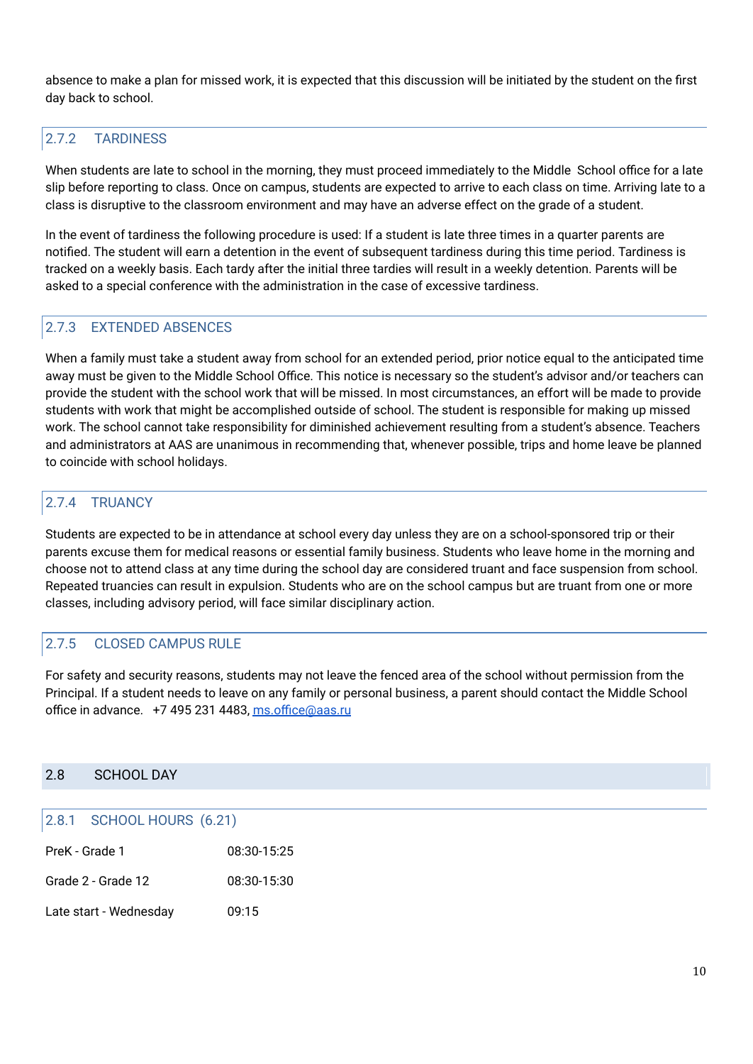absence to make a plan for missed work, it is expected that this discussion will be initiated by the student on the first day back to school.

### 2.7.2 TARDINESS

When students are late to school in the morning, they must proceed immediately to the Middle School office for a late slip before reporting to class. Once on campus, students are expected to arrive to each class on time. Arriving late to a class is disruptive to the classroom environment and may have an adverse effect on the grade of a student.

In the event of tardiness the following procedure is used: If a student is late three times in a quarter parents are notified. The student will earn a detention in the event of subsequent tardiness during this time period. Tardiness is tracked on a weekly basis. Each tardy after the initial three tardies will result in a weekly detention. Parents will be asked to a special conference with the administration in the case of excessive tardiness.

### 2.7.3 EXTENDED ABSENCES

When a family must take a student away from school for an extended period, prior notice equal to the anticipated time away must be given to the Middle School Office. This notice is necessary so the student's advisor and/or teachers can provide the student with the school work that will be missed. In most circumstances, an effort will be made to provide students with work that might be accomplished outside of school. The student is responsible for making up missed work. The school cannot take responsibility for diminished achievement resulting from a student's absence. Teachers and administrators at AAS are unanimous in recommending that, whenever possible, trips and home leave be planned to coincide with school holidays.

### 2.7.4 TRUANCY

Students are expected to be in attendance at school every day unless they are on a school-sponsored trip or their parents excuse them for medical reasons or essential family business. Students who leave home in the morning and choose not to attend class at any time during the school day are considered truant and face suspension from school. Repeated truancies can result in expulsion. Students who are on the school campus but are truant from one or more classes, including advisory period, will face similar disciplinary action.

### 2.7.5 CLOSED CAMPUS RULE

For safety and security reasons, students may not leave the fenced area of the school without permission from the Principal. If a student needs to leave on any family or personal business, a parent should contact the Middle School office in advance. +7 495 231 4483, [ms.office@aas.ru](mailto:ms.office@aas.ru)

## 2.8 SCHOOL DAY

### 2.8.1 SCHOOL HOURS (6.21)

| | |
|---|---|
| PreK - Grade 1 | 08:30-15:25 |
| Grade 2 - Grade 12 | 08:30-15:30 |
| Late start - Wednesday | 09:15 |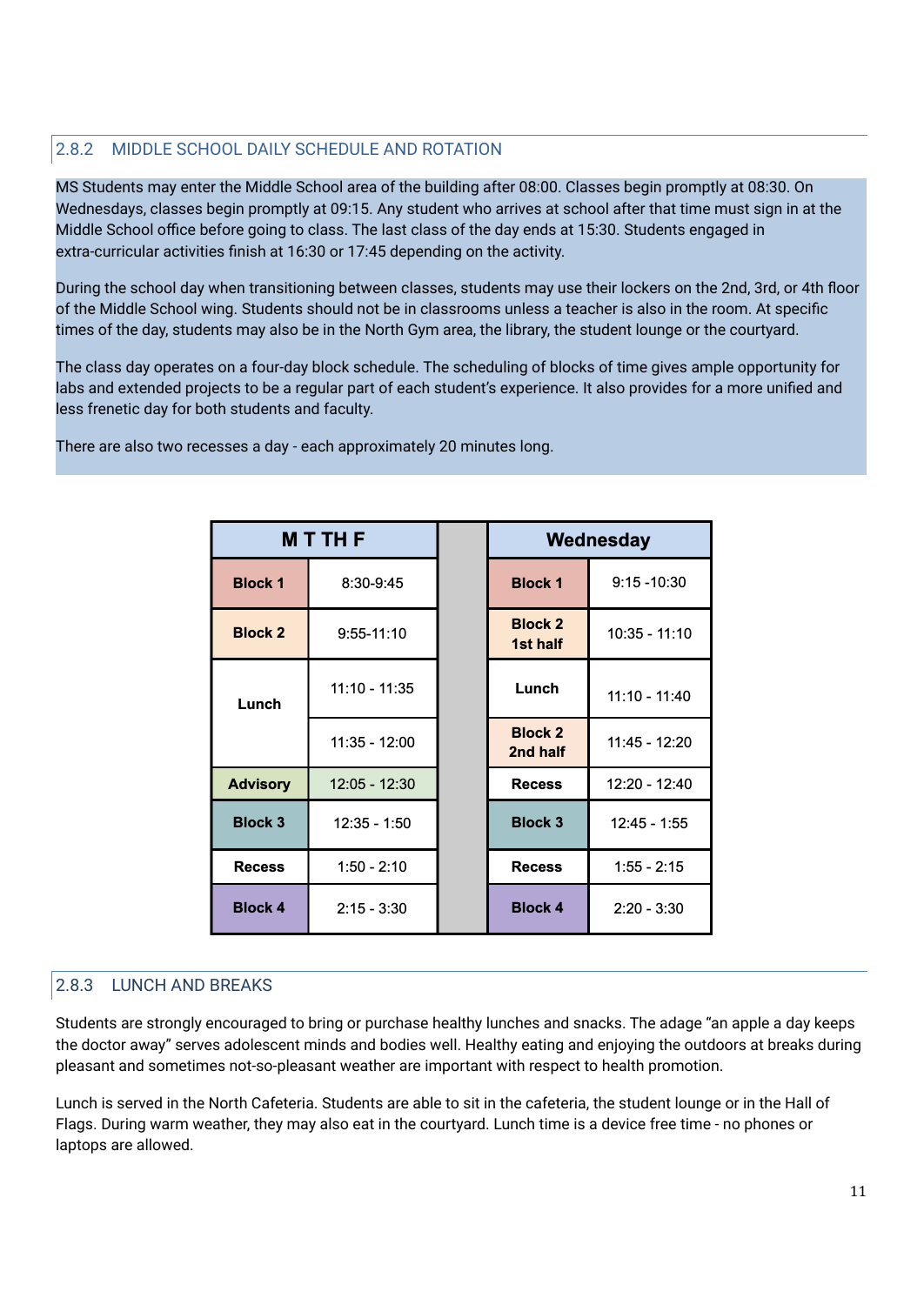### 2.8.2 MIDDLE SCHOOL DAILY SCHEDULE AND ROTATION

MS Students may enter the Middle School area of the building after 08:00. Classes begin promptly at 08:30. On Wednesdays, classes begin promptly at 09:15. Any student who arrives at school after that time must sign in at the Middle School office before going to class. The last class of the day ends at 15:30. Students engaged in extra-curricular activities finish at 16:30 or 17:45 depending on the activity.

During the school day when transitioning between classes, students may use their lockers on the 2nd, 3rd, or 4th floor of the Middle School wing. Students should not be in classrooms unless a teacher is also in the room. At specific times of the day, students may also be in the North Gym area, the library, the student lounge or the courtyard.

The class day operates on a four-day block schedule. The scheduling of blocks of time gives ample opportunity for labs and extended projects to be a regular part of each student's experience. It also provides for a more unified and less frenetic day for both students and faculty.

There are also two recesses a day - each approximately 20 minutes long.

| M T TH F | | Wednesday | |
|---|---|---|---|
| **Block 1** | 8:30-9:45 | **Block 1** | 9:15 -10:30 |
| **Block 2** | 9:55-11:10 | **Block 2 1st half** | 10:35 - 11:10 |
| **Lunch** | 11:10 - 11:35 | **Lunch** | 11:10 - 11:40 |
| | 11:35 - 12:00 | **Block 2 2nd half** | 11:45 - 12:20 |
| **Advisory** | 12:05 - 12:30 | **Recess** | 12:20 - 12:40 |
| **Block 3** | 12:35 - 1:50 | **Block 3** | 12:45 - 1:55 |
| **Recess** | 1:50 - 2:10 | **Recess** | 1:55 - 2:15 |
| **Block 4** | 2:15 - 3:30 | **Block 4** | 2:20 - 3:30 |

### 2.8.3 LUNCH AND BREAKS

Students are strongly encouraged to bring or purchase healthy lunches and snacks. The adage "an apple a day keeps the doctor away" serves adolescent minds and bodies well. Healthy eating and enjoying the outdoors at breaks during pleasant and sometimes not-so-pleasant weather are important with respect to health promotion.

Lunch is served in the North Cafeteria. Students are able to sit in the cafeteria, the student lounge or in the Hall of Flags. During warm weather, they may also eat in the courtyard. Lunch time is a device free time - no phones or laptops are allowed.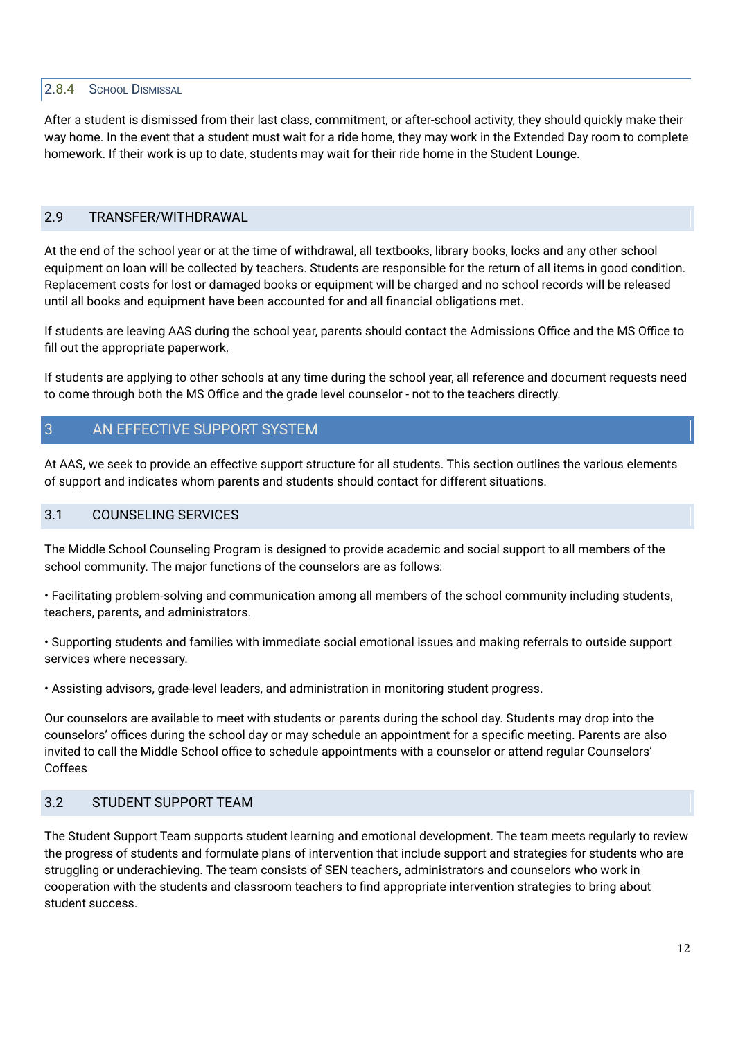#### 2.8.4 School Dismissal

After a student is dismissed from their last class, commitment, or after-school activity, they should quickly make their way home. In the event that a student must wait for a ride home, they may work in the Extended Day room to complete homework. If their work is up to date, students may wait for their ride home in the Student Lounge.

### 2.9 TRANSFER/WITHDRAWAL

At the end of the school year or at the time of withdrawal, all textbooks, library books, locks and any other school equipment on loan will be collected by teachers. Students are responsible for the return of all items in good condition. Replacement costs for lost or damaged books or equipment will be charged and no school records will be released until all books and equipment have been accounted for and all financial obligations met.

If students are leaving AAS during the school year, parents should contact the Admissions Office and the MS Office to fill out the appropriate paperwork.

If students are applying to other schools at any time during the school year, all reference and document requests need to come through both the MS Office and the grade level counselor - not to the teachers directly.

## 3 AN EFFECTIVE SUPPORT SYSTEM

At AAS, we seek to provide an effective support structure for all students. This section outlines the various elements of support and indicates whom parents and students should contact for different situations.

### 3.1 COUNSELING SERVICES

The Middle School Counseling Program is designed to provide academic and social support to all members of the school community. The major functions of the counselors are as follows:

• Facilitating problem-solving and communication among all members of the school community including students, teachers, parents, and administrators.

• Supporting students and families with immediate social emotional issues and making referrals to outside support services where necessary.

• Assisting advisors, grade-level leaders, and administration in monitoring student progress.

Our counselors are available to meet with students or parents during the school day. Students may drop into the counselors' offices during the school day or may schedule an appointment for a specific meeting. Parents are also invited to call the Middle School office to schedule appointments with a counselor or attend regular Counselors' Coffees

### 3.2 STUDENT SUPPORT TEAM

The Student Support Team supports student learning and emotional development. The team meets regularly to review the progress of students and formulate plans of intervention that include support and strategies for students who are struggling or underachieving. The team consists of SEN teachers, administrators and counselors who work in cooperation with the students and classroom teachers to find appropriate intervention strategies to bring about student success.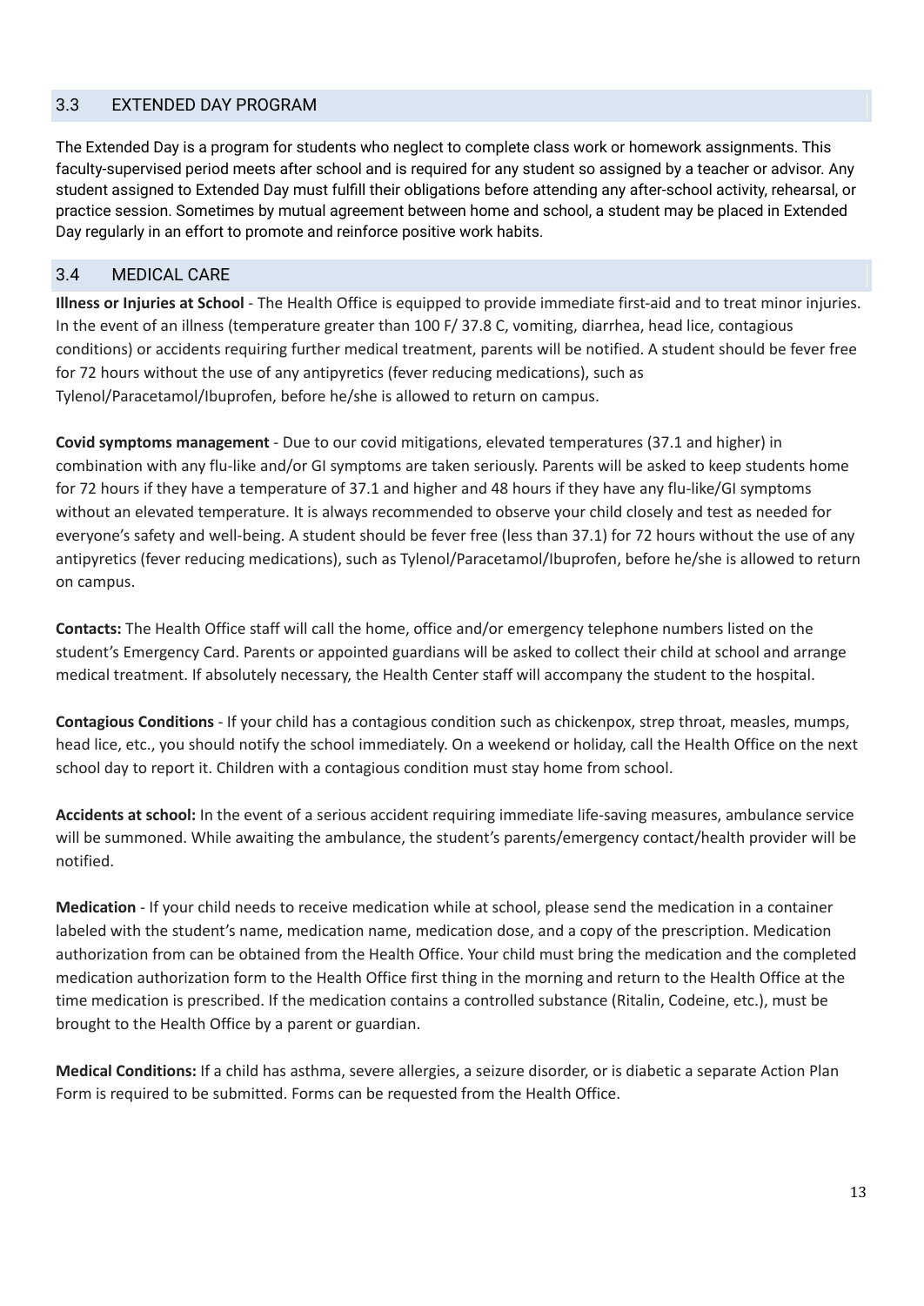## 3.3 EXTENDED DAY PROGRAM

The Extended Day is a program for students who neglect to complete class work or homework assignments. This faculty-supervised period meets after school and is required for any student so assigned by a teacher or advisor. Any student assigned to Extended Day must fulfill their obligations before attending any after-school activity, rehearsal, or practice session. Sometimes by mutual agreement between home and school, a student may be placed in Extended Day regularly in an effort to promote and reinforce positive work habits.

## 3.4 MEDICAL CARE

**Illness or Injuries at School** - The Health Office is equipped to provide immediate first-aid and to treat minor injuries. In the event of an illness (temperature greater than 100 F/ 37.8 C, vomiting, diarrhea, head lice, contagious conditions) or accidents requiring further medical treatment, parents will be notified. A student should be fever free for 72 hours without the use of any antipyretics (fever reducing medications), such as Tylenol/Paracetamol/Ibuprofen, before he/she is allowed to return on campus.

**Covid symptoms management** - Due to our covid mitigations, elevated temperatures (37.1 and higher) in combination with any flu-like and/or GI symptoms are taken seriously. Parents will be asked to keep students home for 72 hours if they have a temperature of 37.1 and higher and 48 hours if they have any flu-like/GI symptoms without an elevated temperature. It is always recommended to observe your child closely and test as needed for everyone's safety and well-being. A student should be fever free (less than 37.1) for 72 hours without the use of any antipyretics (fever reducing medications), such as Tylenol/Paracetamol/Ibuprofen, before he/she is allowed to return on campus.

**Contacts:** The Health Office staff will call the home, office and/or emergency telephone numbers listed on the student's Emergency Card. Parents or appointed guardians will be asked to collect their child at school and arrange medical treatment. If absolutely necessary, the Health Center staff will accompany the student to the hospital.

**Contagious Conditions** - If your child has a contagious condition such as chickenpox, strep throat, measles, mumps, head lice, etc., you should notify the school immediately. On a weekend or holiday, call the Health Office on the next school day to report it. Children with a contagious condition must stay home from school.

**Accidents at school:** In the event of a serious accident requiring immediate life-saving measures, ambulance service will be summoned. While awaiting the ambulance, the student's parents/emergency contact/health provider will be notified.

**Medication** - If your child needs to receive medication while at school, please send the medication in a container labeled with the student's name, medication name, medication dose, and a copy of the prescription. Medication authorization from can be obtained from the Health Office. Your child must bring the medication and the completed medication authorization form to the Health Office first thing in the morning and return to the Health Office at the time medication is prescribed. If the medication contains a controlled substance (Ritalin, Codeine, etc.), must be brought to the Health Office by a parent or guardian.

**Medical Conditions:** If a child has asthma, severe allergies, a seizure disorder, or is diabetic a separate Action Plan Form is required to be submitted. Forms can be requested from the Health Office.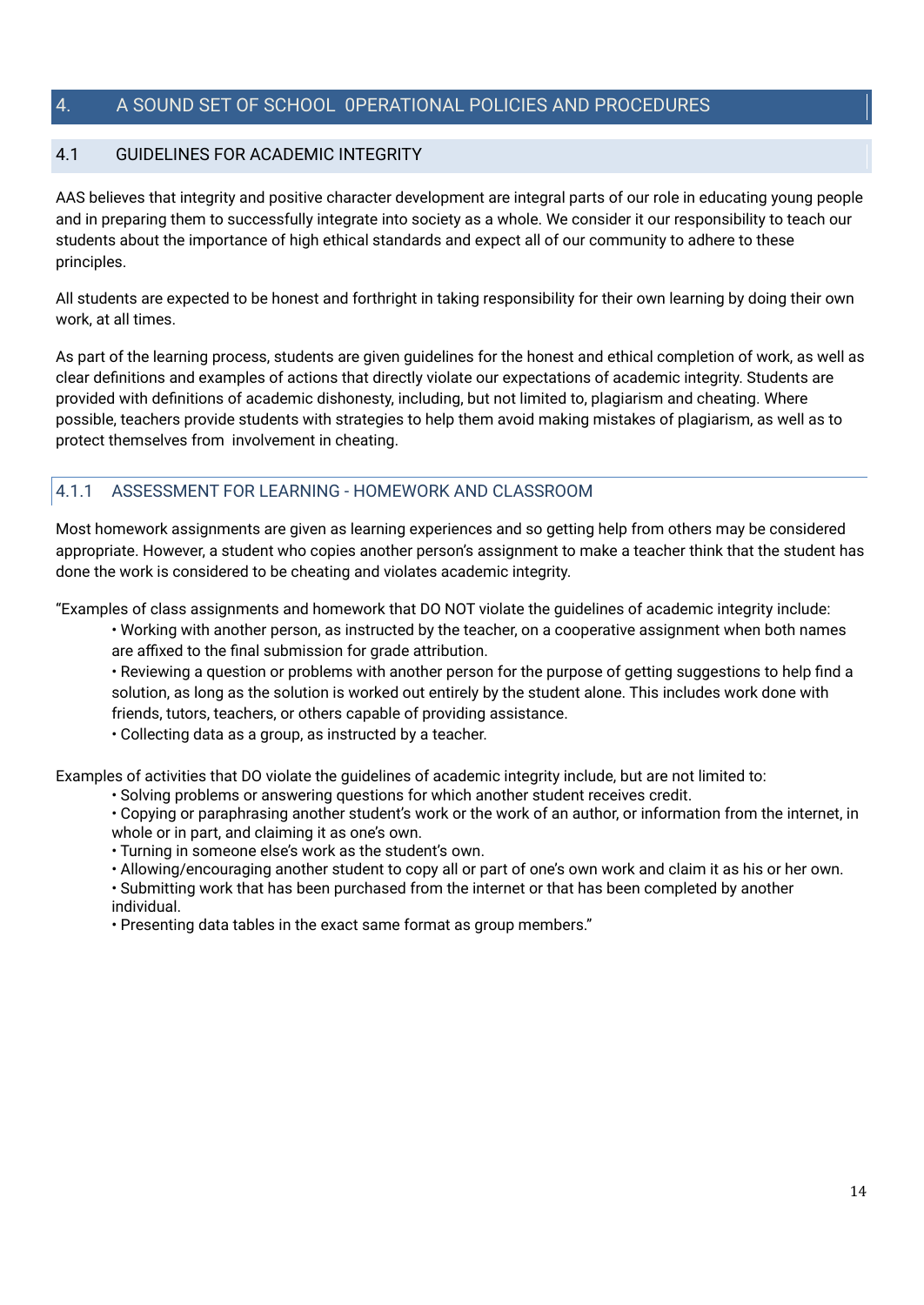## 4. A SOUND SET OF SCHOOL 0PERATIONAL POLICIES AND PROCEDURES

### 4.1 GUIDELINES FOR ACADEMIC INTEGRITY

AAS believes that integrity and positive character development are integral parts of our role in educating young people and in preparing them to successfully integrate into society as a whole. We consider it our responsibility to teach our students about the importance of high ethical standards and expect all of our community to adhere to these principles.

All students are expected to be honest and forthright in taking responsibility for their own learning by doing their own work, at all times.

As part of the learning process, students are given guidelines for the honest and ethical completion of work, as well as clear definitions and examples of actions that directly violate our expectations of academic integrity. Students are provided with definitions of academic dishonesty, including, but not limited to, plagiarism and cheating. Where possible, teachers provide students with strategies to help them avoid making mistakes of plagiarism, as well as to protect themselves from involvement in cheating.

#### 4.1.1 ASSESSMENT FOR LEARNING - HOMEWORK AND CLASSROOM

Most homework assignments are given as learning experiences and so getting help from others may be considered appropriate. However, a student who copies another person's assignment to make a teacher think that the student has done the work is considered to be cheating and violates academic integrity.

"Examples of class assignments and homework that DO NOT violate the guidelines of academic integrity include:

- Working with another person, as instructed by the teacher, on a cooperative assignment when both names are affixed to the final submission for grade attribution.
- Reviewing a question or problems with another person for the purpose of getting suggestions to help find a solution, as long as the solution is worked out entirely by the student alone. This includes work done with friends, tutors, teachers, or others capable of providing assistance.
- Collecting data as a group, as instructed by a teacher.

Examples of activities that DO violate the guidelines of academic integrity include, but are not limited to:

- Solving problems or answering questions for which another student receives credit.
- Copying or paraphrasing another student's work or the work of an author, or information from the internet, in whole or in part, and claiming it as one's own.
- Turning in someone else's work as the student's own.
- Allowing/encouraging another student to copy all or part of one's own work and claim it as his or her own.
- Submitting work that has been purchased from the internet or that has been completed by another individual.
- Presenting data tables in the exact same format as group members."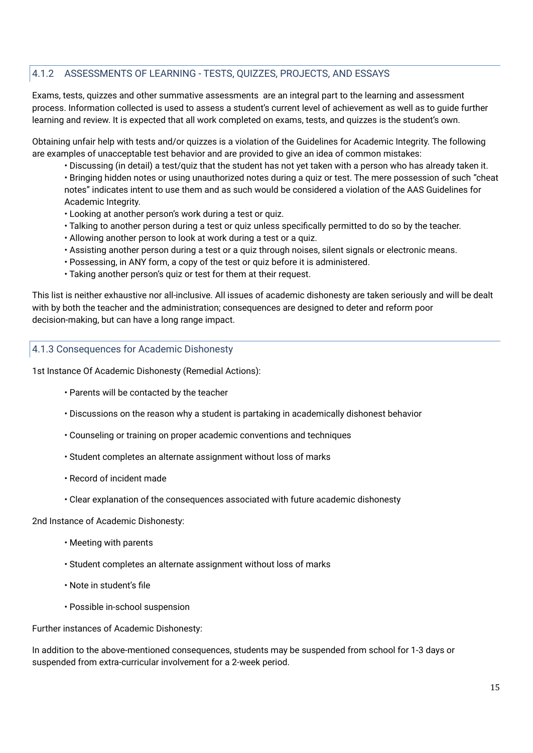### 4.1.2 ASSESSMENTS OF LEARNING - TESTS, QUIZZES, PROJECTS, AND ESSAYS

Exams, tests, quizzes and other summative assessments are an integral part to the learning and assessment process. Information collected is used to assess a student's current level of achievement as well as to guide further learning and review. It is expected that all work completed on exams, tests, and quizzes is the student's own.

Obtaining unfair help with tests and/or quizzes is a violation of the Guidelines for Academic Integrity. The following are examples of unacceptable test behavior and are provided to give an idea of common mistakes:

- Discussing (in detail) a test/quiz that the student has not yet taken with a person who has already taken it.
- Bringing hidden notes or using unauthorized notes during a quiz or test. The mere possession of such "cheat notes" indicates intent to use them and as such would be considered a violation of the AAS Guidelines for Academic Integrity.
- Looking at another person's work during a test or quiz.
- Talking to another person during a test or quiz unless specifically permitted to do so by the teacher.
- Allowing another person to look at work during a test or a quiz.
- Assisting another person during a test or a quiz through noises, silent signals or electronic means.
- Possessing, in ANY form, a copy of the test or quiz before it is administered.
- Taking another person's quiz or test for them at their request.

This list is neither exhaustive nor all-inclusive. All issues of academic dishonesty are taken seriously and will be dealt with by both the teacher and the administration; consequences are designed to deter and reform poor decision-making, but can have a long range impact.

### 4.1.3 Consequences for Academic Dishonesty

1st Instance Of Academic Dishonesty (Remedial Actions):

- Parents will be contacted by the teacher
- Discussions on the reason why a student is partaking in academically dishonest behavior
- Counseling or training on proper academic conventions and techniques
- Student completes an alternate assignment without loss of marks
- Record of incident made
- Clear explanation of the consequences associated with future academic dishonesty

2nd Instance of Academic Dishonesty:

- Meeting with parents
- Student completes an alternate assignment without loss of marks
- Note in student's file
- Possible in-school suspension

Further instances of Academic Dishonesty:

In addition to the above-mentioned consequences, students may be suspended from school for 1-3 days or suspended from extra-curricular involvement for a 2-week period.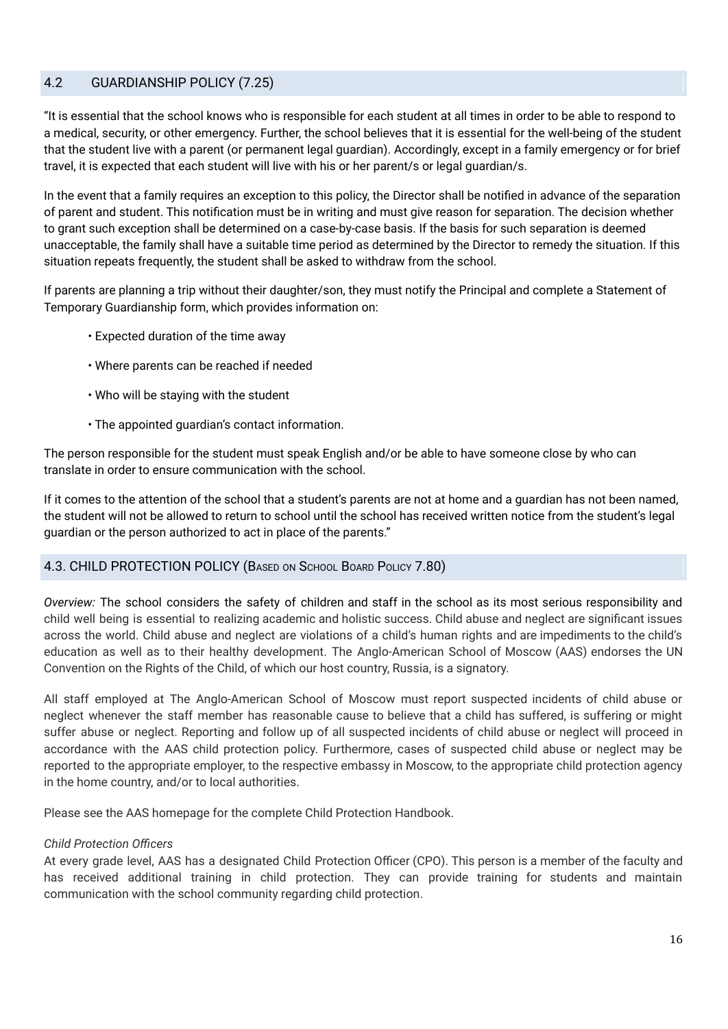## 4.2 GUARDIANSHIP POLICY (7.25)

"It is essential that the school knows who is responsible for each student at all times in order to be able to respond to a medical, security, or other emergency. Further, the school believes that it is essential for the well-being of the student that the student live with a parent (or permanent legal guardian). Accordingly, except in a family emergency or for brief travel, it is expected that each student will live with his or her parent/s or legal guardian/s.

In the event that a family requires an exception to this policy, the Director shall be notified in advance of the separation of parent and student. This notification must be in writing and must give reason for separation. The decision whether to grant such exception shall be determined on a case-by-case basis. If the basis for such separation is deemed unacceptable, the family shall have a suitable time period as determined by the Director to remedy the situation. If this situation repeats frequently, the student shall be asked to withdraw from the school.

If parents are planning a trip without their daughter/son, they must notify the Principal and complete a Statement of Temporary Guardianship form, which provides information on:

- Expected duration of the time away
- Where parents can be reached if needed
- Who will be staying with the student
- The appointed guardian's contact information.

The person responsible for the student must speak English and/or be able to have someone close by who can translate in order to ensure communication with the school.

If it comes to the attention of the school that a student's parents are not at home and a guardian has not been named, the student will not be allowed to return to school until the school has received written notice from the student's legal guardian or the person authorized to act in place of the parents."

## 4.3. CHILD PROTECTION POLICY (Based on School Board Policy 7.80)

*Overview:* The school considers the safety of children and staff in the school as its most serious responsibility and child well being is essential to realizing academic and holistic success. Child abuse and neglect are significant issues across the world. Child abuse and neglect are violations of a child's human rights and are impediments to the child's education as well as to their healthy development. The Anglo-American School of Moscow (AAS) endorses the UN Convention on the Rights of the Child, of which our host country, Russia, is a signatory.

All staff employed at The Anglo-American School of Moscow must report suspected incidents of child abuse or neglect whenever the staff member has reasonable cause to believe that a child has suffered, is suffering or might suffer abuse or neglect. Reporting and follow up of all suspected incidents of child abuse or neglect will proceed in accordance with the AAS child protection policy. Furthermore, cases of suspected child abuse or neglect may be reported to the appropriate employer, to the respective embassy in Moscow, to the appropriate child protection agency in the home country, and/or to local authorities.

Please see the AAS homepage for the complete Child Protection Handbook.

*Child Protection Officers*

At every grade level, AAS has a designated Child Protection Officer (CPO). This person is a member of the faculty and has received additional training in child protection. They can provide training for students and maintain communication with the school community regarding child protection.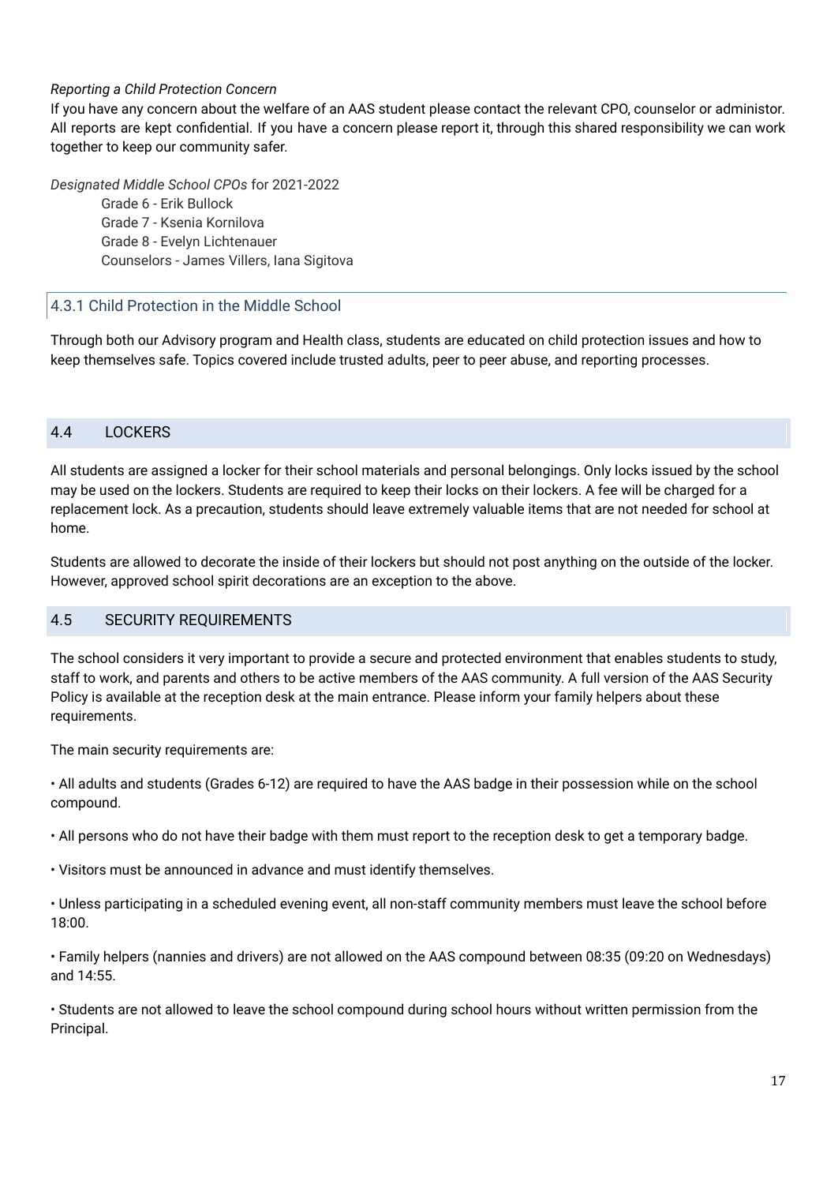*Reporting a Child Protection Concern*

If you have any concern about the welfare of an AAS student please contact the relevant CPO, counselor or administor. All reports are kept confidential. If you have a concern please report it, through this shared responsibility we can work together to keep our community safer.

*Designated Middle School CPOs* for 2021-2022

Grade 6 - Erik Bullock
Grade 7 - Ksenia Kornilova
Grade 8 - Evelyn Lichtenauer
Counselors - James Villers, Iana Sigitova

### 4.3.1 Child Protection in the Middle School

Through both our Advisory program and Health class, students are educated on child protection issues and how to keep themselves safe. Topics covered include trusted adults, peer to peer abuse, and reporting processes.

## 4.4 LOCKERS

All students are assigned a locker for their school materials and personal belongings. Only locks issued by the school may be used on the lockers. Students are required to keep their locks on their lockers. A fee will be charged for a replacement lock. As a precaution, students should leave extremely valuable items that are not needed for school at home.

Students are allowed to decorate the inside of their lockers but should not post anything on the outside of the locker. However, approved school spirit decorations are an exception to the above.

## 4.5 SECURITY REQUIREMENTS

The school considers it very important to provide a secure and protected environment that enables students to study, staff to work, and parents and others to be active members of the AAS community. A full version of the AAS Security Policy is available at the reception desk at the main entrance. Please inform your family helpers about these requirements.

The main security requirements are:

• All adults and students (Grades 6-12) are required to have the AAS badge in their possession while on the school compound.

• All persons who do not have their badge with them must report to the reception desk to get a temporary badge.

• Visitors must be announced in advance and must identify themselves.

• Unless participating in a scheduled evening event, all non-staff community members must leave the school before 18:00.

• Family helpers (nannies and drivers) are not allowed on the AAS compound between 08:35 (09:20 on Wednesdays) and 14:55.

• Students are not allowed to leave the school compound during school hours without written permission from the Principal.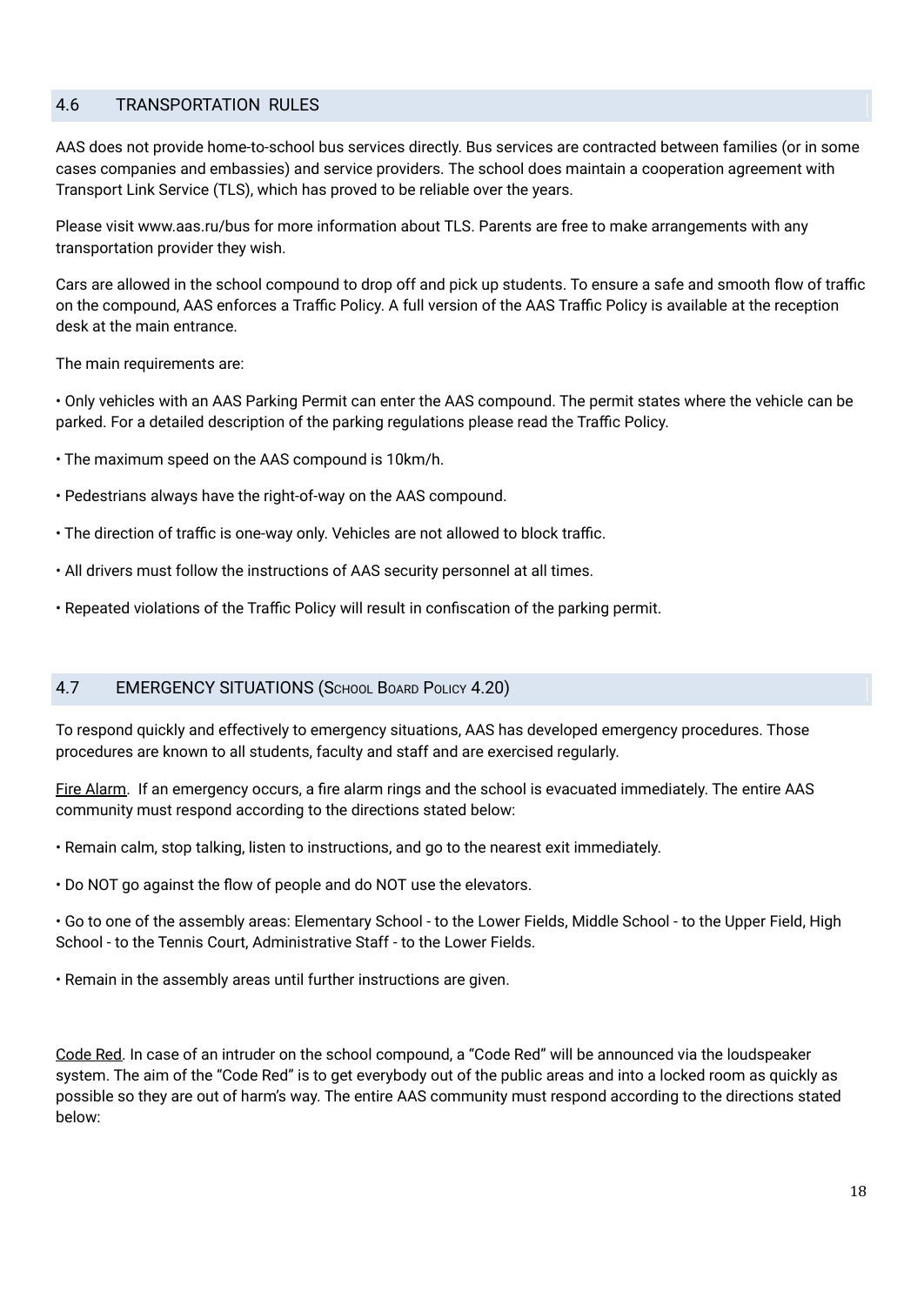## 4.6 TRANSPORTATION RULES

AAS does not provide home-to-school bus services directly. Bus services are contracted between families (or in some cases companies and embassies) and service providers. The school does maintain a cooperation agreement with Transport Link Service (TLS), which has proved to be reliable over the years.

Please visit www.aas.ru/bus for more information about TLS. Parents are free to make arrangements with any transportation provider they wish.

Cars are allowed in the school compound to drop off and pick up students. To ensure a safe and smooth flow of traffic on the compound, AAS enforces a Traffic Policy. A full version of the AAS Traffic Policy is available at the reception desk at the main entrance.

The main requirements are:

- Only vehicles with an AAS Parking Permit can enter the AAS compound. The permit states where the vehicle can be parked. For a detailed description of the parking regulations please read the Traffic Policy.
- The maximum speed on the AAS compound is 10km/h.
- Pedestrians always have the right-of-way on the AAS compound.
- The direction of traffic is one-way only. Vehicles are not allowed to block traffic.
- All drivers must follow the instructions of AAS security personnel at all times.
- Repeated violations of the Traffic Policy will result in confiscation of the parking permit.

## 4.7 EMERGENCY SITUATIONS (School Board Policy 4.20)

To respond quickly and effectively to emergency situations, AAS has developed emergency procedures. Those procedures are known to all students, faculty and staff and are exercised regularly.

Fire Alarm. If an emergency occurs, a fire alarm rings and the school is evacuated immediately. The entire AAS community must respond according to the directions stated below:

- Remain calm, stop talking, listen to instructions, and go to the nearest exit immediately.
- Do NOT go against the flow of people and do NOT use the elevators.
- Go to one of the assembly areas: Elementary School - to the Lower Fields, Middle School - to the Upper Field, High School - to the Tennis Court, Administrative Staff - to the Lower Fields.
- Remain in the assembly areas until further instructions are given.

Code Red. In case of an intruder on the school compound, a "Code Red" will be announced via the loudspeaker system. The aim of the "Code Red" is to get everybody out of the public areas and into a locked room as quickly as possible so they are out of harm's way. The entire AAS community must respond according to the directions stated below: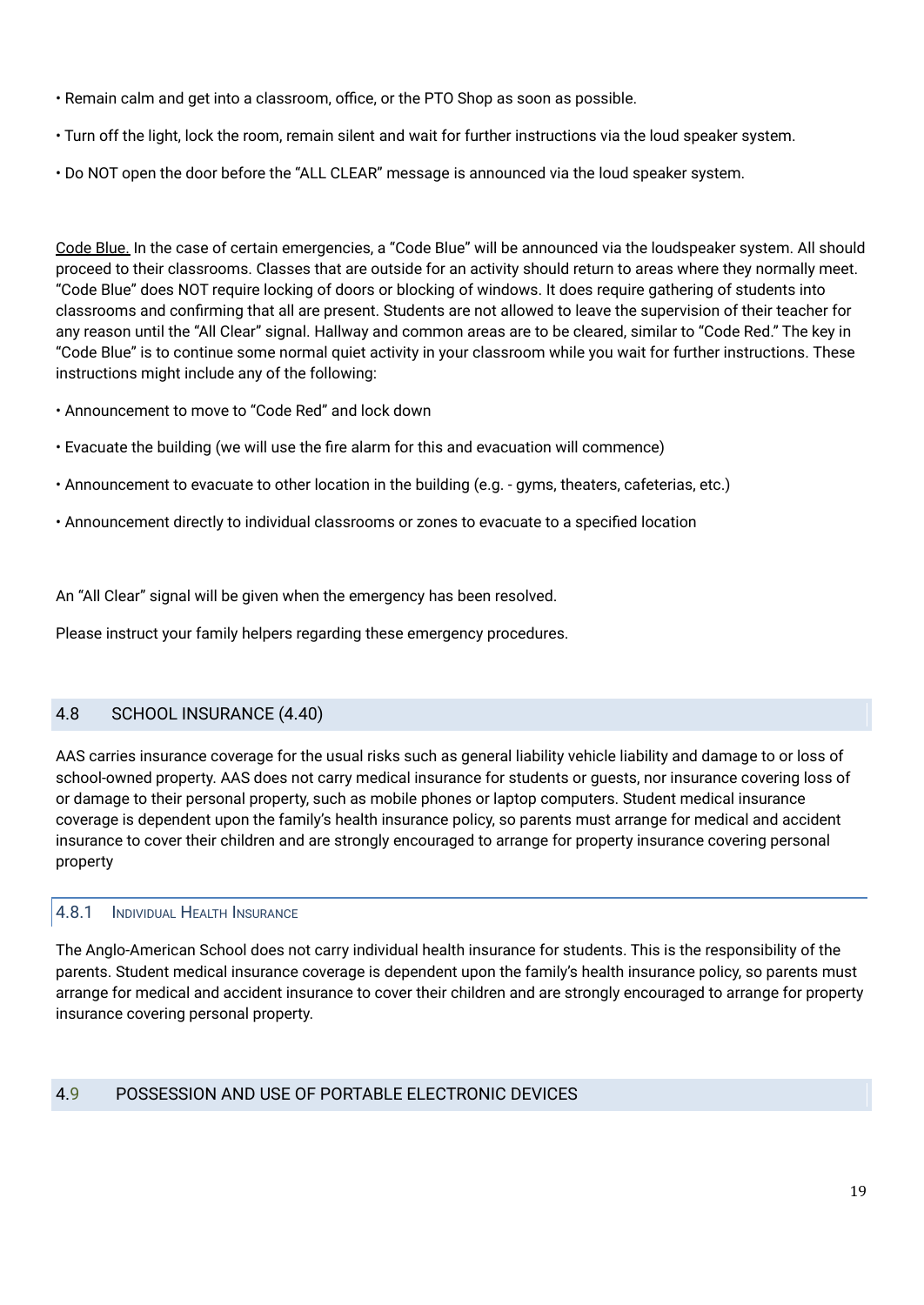- Remain calm and get into a classroom, office, or the PTO Shop as soon as possible.
- Turn off the light, lock the room, remain silent and wait for further instructions via the loud speaker system.
- Do NOT open the door before the "ALL CLEAR" message is announced via the loud speaker system.

Code Blue. In the case of certain emergencies, a "Code Blue" will be announced via the loudspeaker system. All should proceed to their classrooms. Classes that are outside for an activity should return to areas where they normally meet. "Code Blue" does NOT require locking of doors or blocking of windows. It does require gathering of students into classrooms and confirming that all are present. Students are not allowed to leave the supervision of their teacher for any reason until the "All Clear" signal. Hallway and common areas are to be cleared, similar to "Code Red." The key in "Code Blue" is to continue some normal quiet activity in your classroom while you wait for further instructions. These instructions might include any of the following:

- Announcement to move to "Code Red" and lock down
- Evacuate the building (we will use the fire alarm for this and evacuation will commence)
- Announcement to evacuate to other location in the building (e.g. - gyms, theaters, cafeterias, etc.)
- Announcement directly to individual classrooms or zones to evacuate to a specified location

An "All Clear" signal will be given when the emergency has been resolved.

Please instruct your family helpers regarding these emergency procedures.

## 4.8 SCHOOL INSURANCE (4.40)

AAS carries insurance coverage for the usual risks such as general liability vehicle liability and damage to or loss of school-owned property. AAS does not carry medical insurance for students or guests, nor insurance covering loss of or damage to their personal property, such as mobile phones or laptop computers. Student medical insurance coverage is dependent upon the family's health insurance policy, so parents must arrange for medical and accident insurance to cover their children and are strongly encouraged to arrange for property insurance covering personal property

### 4.8.1 INDIVIDUAL HEALTH INSURANCE

The Anglo-American School does not carry individual health insurance for students. This is the responsibility of the parents. Student medical insurance coverage is dependent upon the family's health insurance policy, so parents must arrange for medical and accident insurance to cover their children and are strongly encouraged to arrange for property insurance covering personal property.

## 4.9 POSSESSION AND USE OF PORTABLE ELECTRONIC DEVICES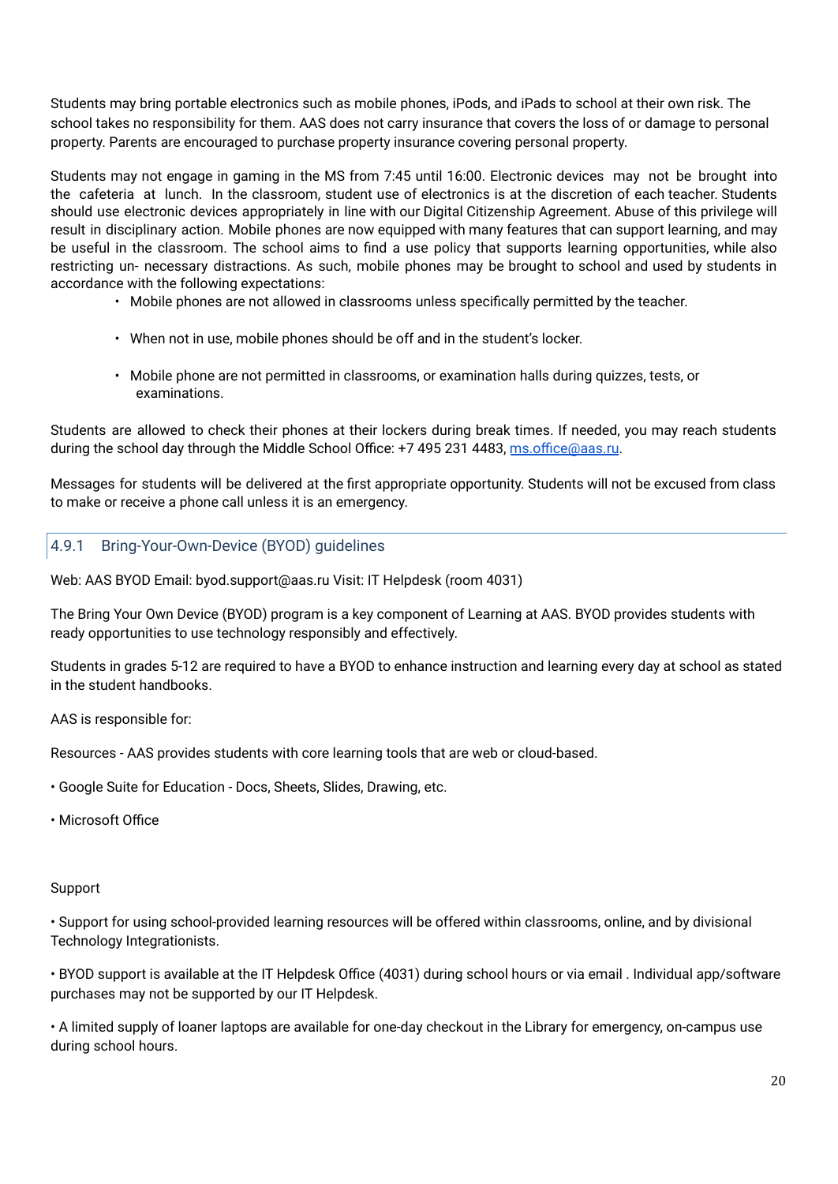Students may bring portable electronics such as mobile phones, iPods, and iPads to school at their own risk. The school takes no responsibility for them. AAS does not carry insurance that covers the loss of or damage to personal property. Parents are encouraged to purchase property insurance covering personal property.

Students may not engage in gaming in the MS from 7:45 until 16:00. Electronic devices may not be brought into the cafeteria at lunch. In the classroom, student use of electronics is at the discretion of each teacher. Students should use electronic devices appropriately in line with our Digital Citizenship Agreement. Abuse of this privilege will result in disciplinary action. Mobile phones are now equipped with many features that can support learning, and may be useful in the classroom. The school aims to find a use policy that supports learning opportunities, while also restricting un- necessary distractions. As such, mobile phones may be brought to school and used by students in accordance with the following expectations:

- Mobile phones are not allowed in classrooms unless specifically permitted by the teacher.
- When not in use, mobile phones should be off and in the student's locker.
- Mobile phone are not permitted in classrooms, or examination halls during quizzes, tests, or examinations.

Students are allowed to check their phones at their lockers during break times. If needed, you may reach students during the school day through the Middle School Office: +7 495 231 4483, [ms.office@aas.ru](mailto:ms.office@aas.ru).

Messages for students will be delivered at the first appropriate opportunity. Students will not be excused from class to make or receive a phone call unless it is an emergency.

### 4.9.1 Bring-Your-Own-Device (BYOD) guidelines

Web: AAS BYOD Email: byod.support@aas.ru Visit: IT Helpdesk (room 4031)

The Bring Your Own Device (BYOD) program is a key component of Learning at AAS. BYOD provides students with ready opportunities to use technology responsibly and effectively.

Students in grades 5-12 are required to have a BYOD to enhance instruction and learning every day at school as stated in the student handbooks.

AAS is responsible for:

Resources - AAS provides students with core learning tools that are web or cloud-based.

• Google Suite for Education - Docs, Sheets, Slides, Drawing, etc.

• Microsoft Office

Support

• Support for using school-provided learning resources will be offered within classrooms, online, and by divisional Technology Integrationists.

• BYOD support is available at the IT Helpdesk Office (4031) during school hours or via email . Individual app/software purchases may not be supported by our IT Helpdesk.

• A limited supply of loaner laptops are available for one-day checkout in the Library for emergency, on-campus use during school hours.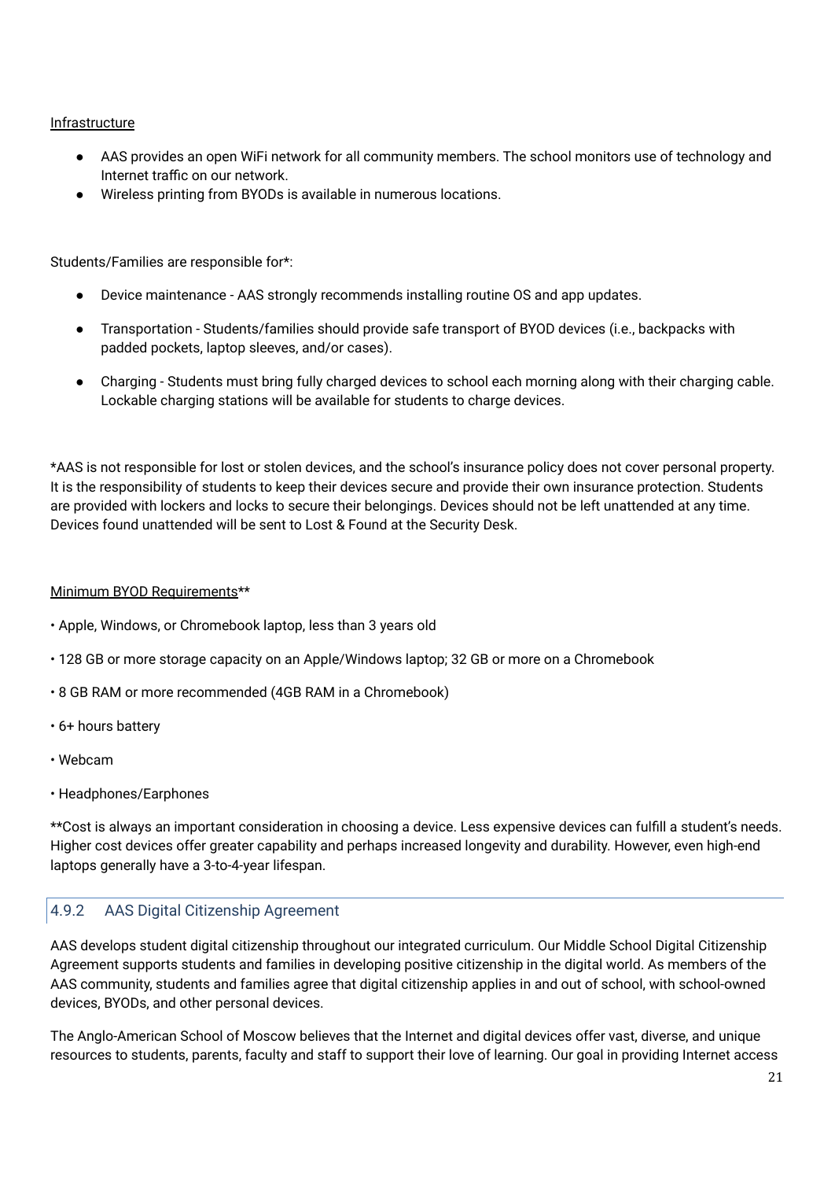<u>Infrastructure</u>

- AAS provides an open WiFi network for all community members. The school monitors use of technology and Internet traffic on our network.
- Wireless printing from BYODs is available in numerous locations.

Students/Families are responsible for*:

- Device maintenance - AAS strongly recommends installing routine OS and app updates.
- Transportation - Students/families should provide safe transport of BYOD devices (i.e., backpacks with padded pockets, laptop sleeves, and/or cases).
- Charging - Students must bring fully charged devices to school each morning along with their charging cable. Lockable charging stations will be available for students to charge devices.

*AAS is not responsible for lost or stolen devices, and the school's insurance policy does not cover personal property. It is the responsibility of students to keep their devices secure and provide their own insurance protection. Students are provided with lockers and locks to secure their belongings. Devices should not be left unattended at any time. Devices found unattended will be sent to Lost & Found at the Security Desk.

<u>Minimum BYOD Requirements</u>**

- Apple, Windows, or Chromebook laptop, less than 3 years old
- 128 GB or more storage capacity on an Apple/Windows laptop; 32 GB or more on a Chromebook
- 8 GB RAM or more recommended (4GB RAM in a Chromebook)
- 6+ hours battery
- Webcam
- Headphones/Earphones

**Cost is always an important consideration in choosing a device. Less expensive devices can fulfill a student's needs. Higher cost devices offer greater capability and perhaps increased longevity and durability. However, even high-end laptops generally have a 3-to-4-year lifespan.

### 4.9.2 AAS Digital Citizenship Agreement

AAS develops student digital citizenship throughout our integrated curriculum. Our Middle School Digital Citizenship Agreement supports students and families in developing positive citizenship in the digital world. As members of the AAS community, students and families agree that digital citizenship applies in and out of school, with school-owned devices, BYODs, and other personal devices.

The Anglo-American School of Moscow believes that the Internet and digital devices offer vast, diverse, and unique resources to students, parents, faculty and staff to support their love of learning. Our goal in providing Internet access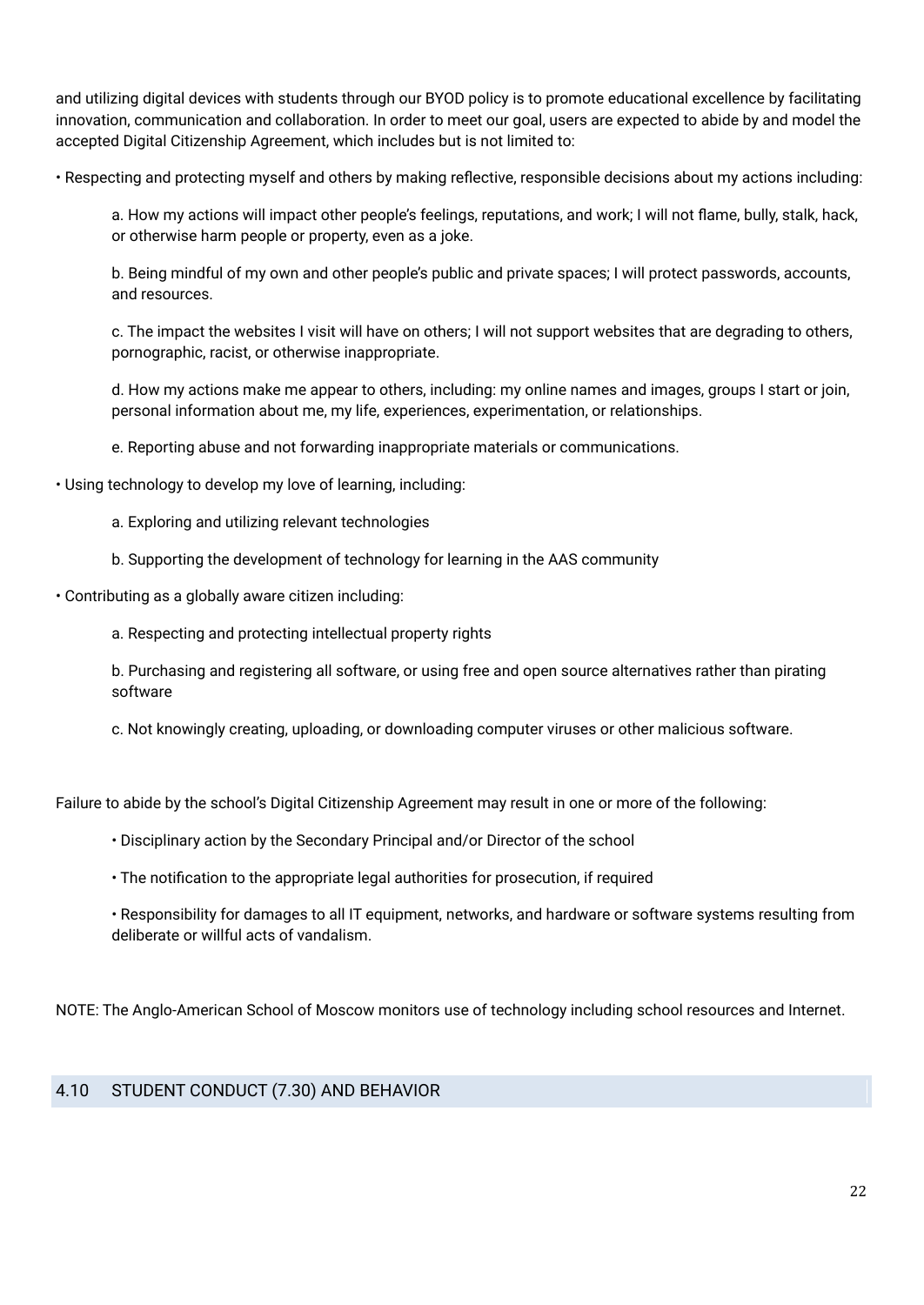and utilizing digital devices with students through our BYOD policy is to promote educational excellence by facilitating innovation, communication and collaboration. In order to meet our goal, users are expected to abide by and model the accepted Digital Citizenship Agreement, which includes but is not limited to:

• Respecting and protecting myself and others by making reflective, responsible decisions about my actions including:

   a. How my actions will impact other people's feelings, reputations, and work; I will not flame, bully, stalk, hack, or otherwise harm people or property, even as a joke.

   b. Being mindful of my own and other people's public and private spaces; I will protect passwords, accounts, and resources.

   c. The impact the websites I visit will have on others; I will not support websites that are degrading to others, pornographic, racist, or otherwise inappropriate.

   d. How my actions make me appear to others, including: my online names and images, groups I start or join, personal information about me, my life, experiences, experimentation, or relationships.

   e. Reporting abuse and not forwarding inappropriate materials or communications.

• Using technology to develop my love of learning, including:

   a. Exploring and utilizing relevant technologies

   b. Supporting the development of technology for learning in the AAS community

• Contributing as a globally aware citizen including:

   a. Respecting and protecting intellectual property rights

   b. Purchasing and registering all software, or using free and open source alternatives rather than pirating software

   c. Not knowingly creating, uploading, or downloading computer viruses or other malicious software.

Failure to abide by the school's Digital Citizenship Agreement may result in one or more of the following:

- Disciplinary action by the Secondary Principal and/or Director of the school
- The notification to the appropriate legal authorities for prosecution, if required
- Responsibility for damages to all IT equipment, networks, and hardware or software systems resulting from deliberate or willful acts of vandalism.

NOTE: The Anglo-American School of Moscow monitors use of technology including school resources and Internet.

## 4.10 STUDENT CONDUCT (7.30) AND BEHAVIOR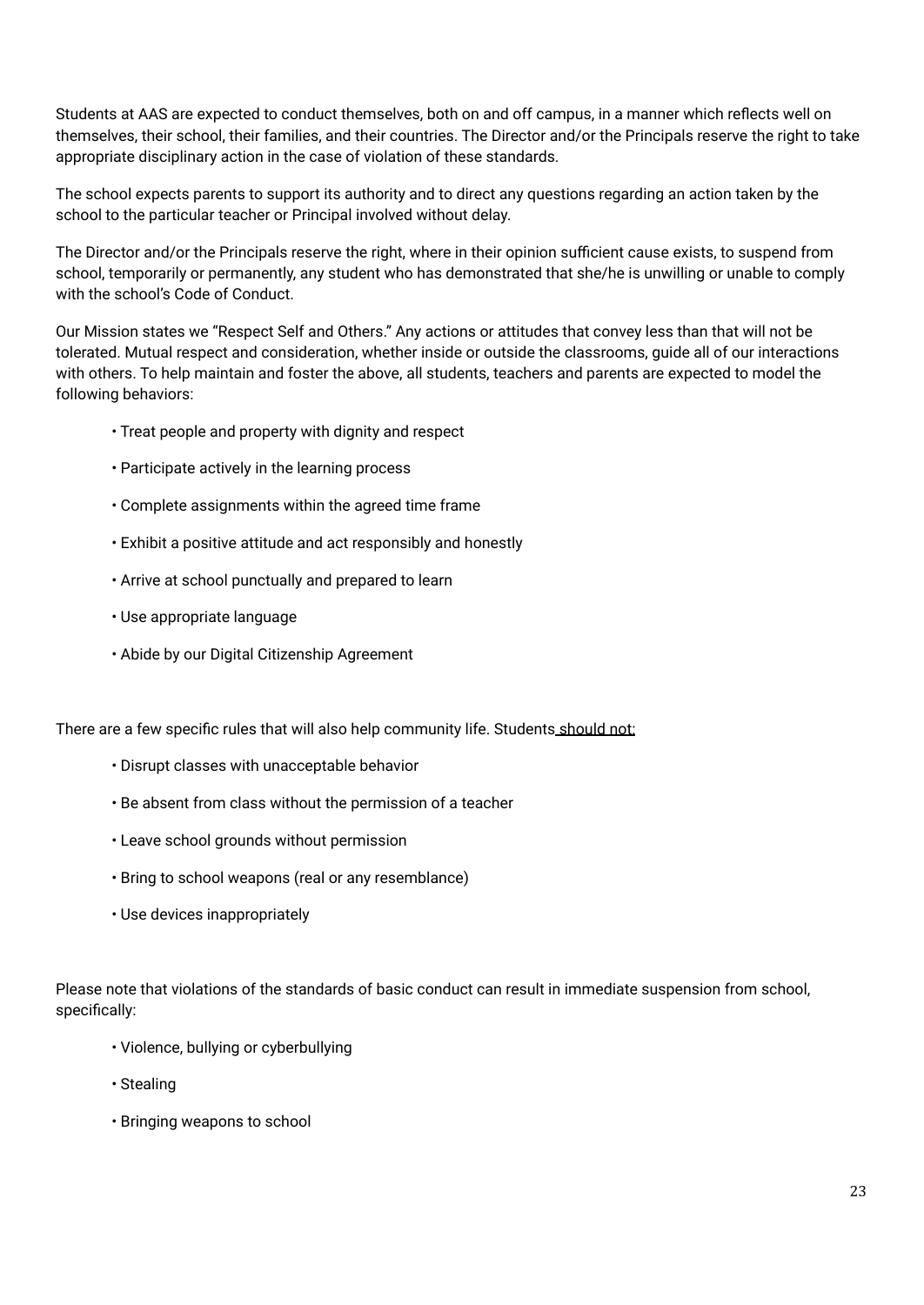Students at AAS are expected to conduct themselves, both on and off campus, in a manner which reflects well on themselves, their school, their families, and their countries. The Director and/or the Principals reserve the right to take appropriate disciplinary action in the case of violation of these standards.

The school expects parents to support its authority and to direct any questions regarding an action taken by the school to the particular teacher or Principal involved without delay.

The Director and/or the Principals reserve the right, where in their opinion sufficient cause exists, to suspend from school, temporarily or permanently, any student who has demonstrated that she/he is unwilling or unable to comply with the school's Code of Conduct.

Our Mission states we "Respect Self and Others." Any actions or attitudes that convey less than that will not be tolerated. Mutual respect and consideration, whether inside or outside the classrooms, guide all of our interactions with others. To help maintain and foster the above, all students, teachers and parents are expected to model the following behaviors:

- Treat people and property with dignity and respect
- Participate actively in the learning process
- Complete assignments within the agreed time frame
- Exhibit a positive attitude and act responsibly and honestly
- Arrive at school punctually and prepared to learn
- Use appropriate language
- Abide by our Digital Citizenship Agreement

There are a few specific rules that will also help community life. Students <u>should not:</u>

- Disrupt classes with unacceptable behavior
- Be absent from class without the permission of a teacher
- Leave school grounds without permission
- Bring to school weapons (real or any resemblance)
- Use devices inappropriately

Please note that violations of the standards of basic conduct can result in immediate suspension from school, specifically:

- Violence, bullying or cyberbullying
- Stealing
- Bringing weapons to school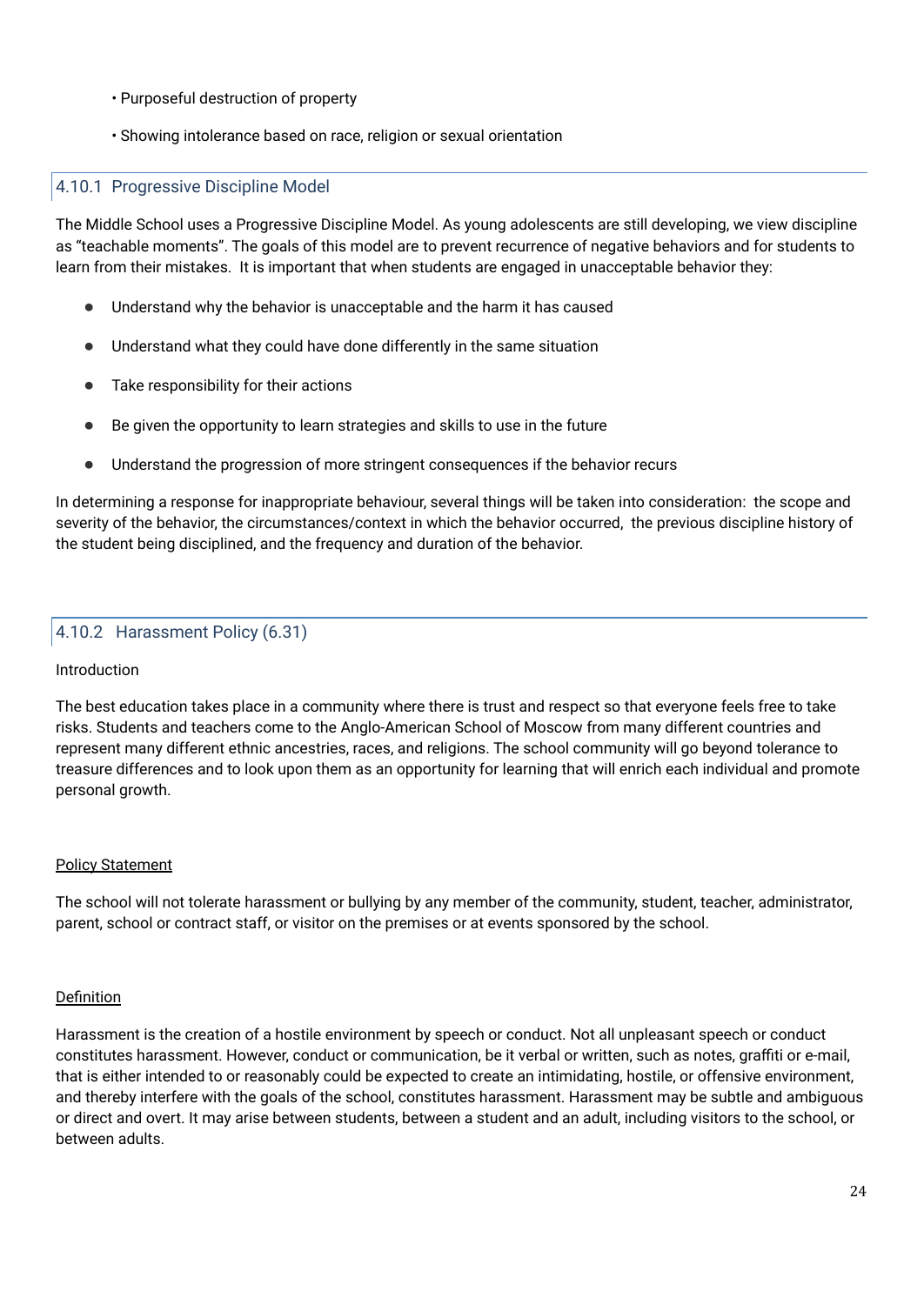- Purposeful destruction of property
- Showing intolerance based on race, religion or sexual orientation

### 4.10.1 Progressive Discipline Model

The Middle School uses a Progressive Discipline Model. As young adolescents are still developing, we view discipline as "teachable moments". The goals of this model are to prevent recurrence of negative behaviors and for students to learn from their mistakes. It is important that when students are engaged in unacceptable behavior they:

- Understand why the behavior is unacceptable and the harm it has caused
- Understand what they could have done differently in the same situation
- Take responsibility for their actions
- Be given the opportunity to learn strategies and skills to use in the future
- Understand the progression of more stringent consequences if the behavior recurs

In determining a response for inappropriate behaviour, several things will be taken into consideration: the scope and severity of the behavior, the circumstances/context in which the behavior occurred, the previous discipline history of the student being disciplined, and the frequency and duration of the behavior.

### 4.10.2 Harassment Policy (6.31)

Introduction

The best education takes place in a community where there is trust and respect so that everyone feels free to take risks. Students and teachers come to the Anglo-American School of Moscow from many different countries and represent many different ethnic ancestries, races, and religions. The school community will go beyond tolerance to treasure differences and to look upon them as an opportunity for learning that will enrich each individual and promote personal growth.

<u>Policy Statement</u>

The school will not tolerate harassment or bullying by any member of the community, student, teacher, administrator, parent, school or contract staff, or visitor on the premises or at events sponsored by the school.

<u>Definition</u>

Harassment is the creation of a hostile environment by speech or conduct. Not all unpleasant speech or conduct constitutes harassment. However, conduct or communication, be it verbal or written, such as notes, graffiti or e-mail, that is either intended to or reasonably could be expected to create an intimidating, hostile, or offensive environment, and thereby interfere with the goals of the school, constitutes harassment. Harassment may be subtle and ambiguous or direct and overt. It may arise between students, between a student and an adult, including visitors to the school, or between adults.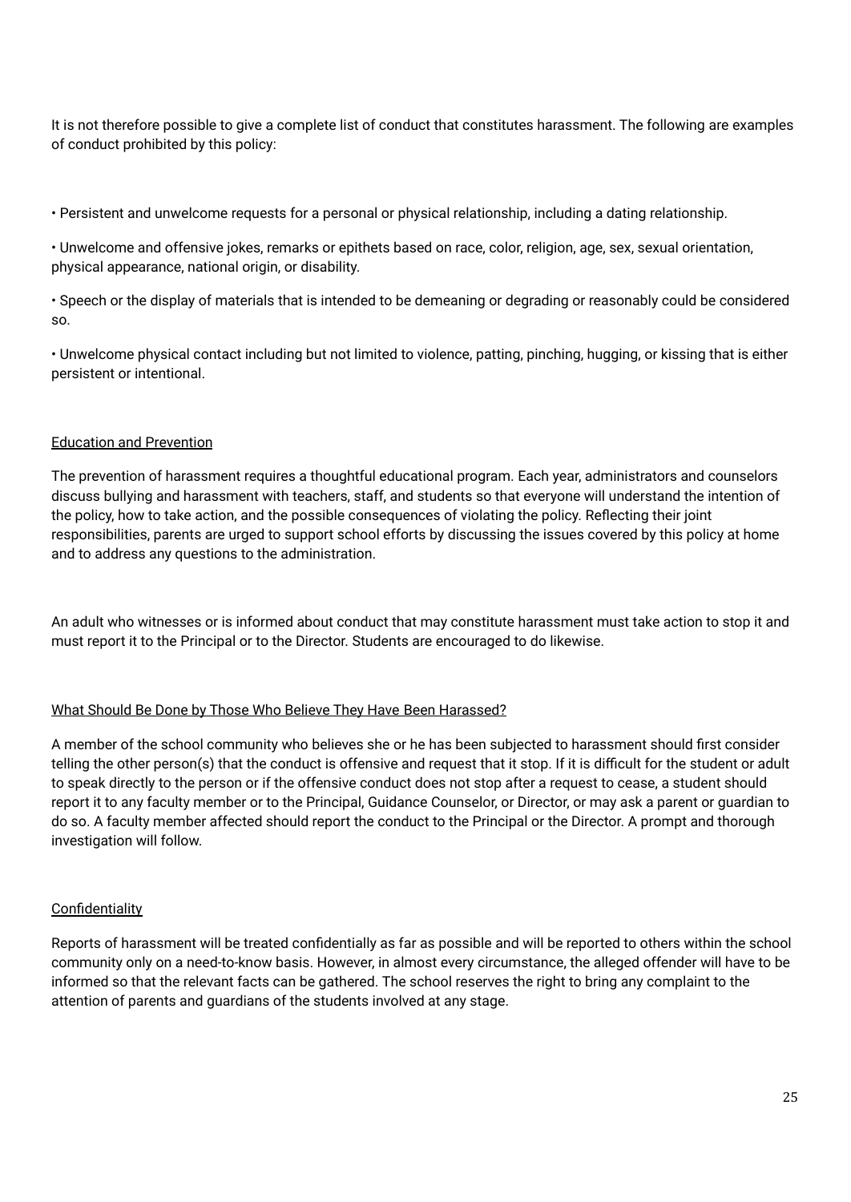It is not therefore possible to give a complete list of conduct that constitutes harassment. The following are examples of conduct prohibited by this policy:

• Persistent and unwelcome requests for a personal or physical relationship, including a dating relationship.

• Unwelcome and offensive jokes, remarks or epithets based on race, color, religion, age, sex, sexual orientation, physical appearance, national origin, or disability.

• Speech or the display of materials that is intended to be demeaning or degrading or reasonably could be considered so.

• Unwelcome physical contact including but not limited to violence, patting, pinching, hugging, or kissing that is either persistent or intentional.

### Education and Prevention

The prevention of harassment requires a thoughtful educational program. Each year, administrators and counselors discuss bullying and harassment with teachers, staff, and students so that everyone will understand the intention of the policy, how to take action, and the possible consequences of violating the policy. Reflecting their joint responsibilities, parents are urged to support school efforts by discussing the issues covered by this policy at home and to address any questions to the administration.

An adult who witnesses or is informed about conduct that may constitute harassment must take action to stop it and must report it to the Principal or to the Director. Students are encouraged to do likewise.

### What Should Be Done by Those Who Believe They Have Been Harassed?

A member of the school community who believes she or he has been subjected to harassment should first consider telling the other person(s) that the conduct is offensive and request that it stop. If it is difficult for the student or adult to speak directly to the person or if the offensive conduct does not stop after a request to cease, a student should report it to any faculty member or to the Principal, Guidance Counselor, or Director, or may ask a parent or guardian to do so. A faculty member affected should report the conduct to the Principal or the Director. A prompt and thorough investigation will follow.

### Confidentiality

Reports of harassment will be treated confidentially as far as possible and will be reported to others within the school community only on a need-to-know basis. However, in almost every circumstance, the alleged offender will have to be informed so that the relevant facts can be gathered. The school reserves the right to bring any complaint to the attention of parents and guardians of the students involved at any stage.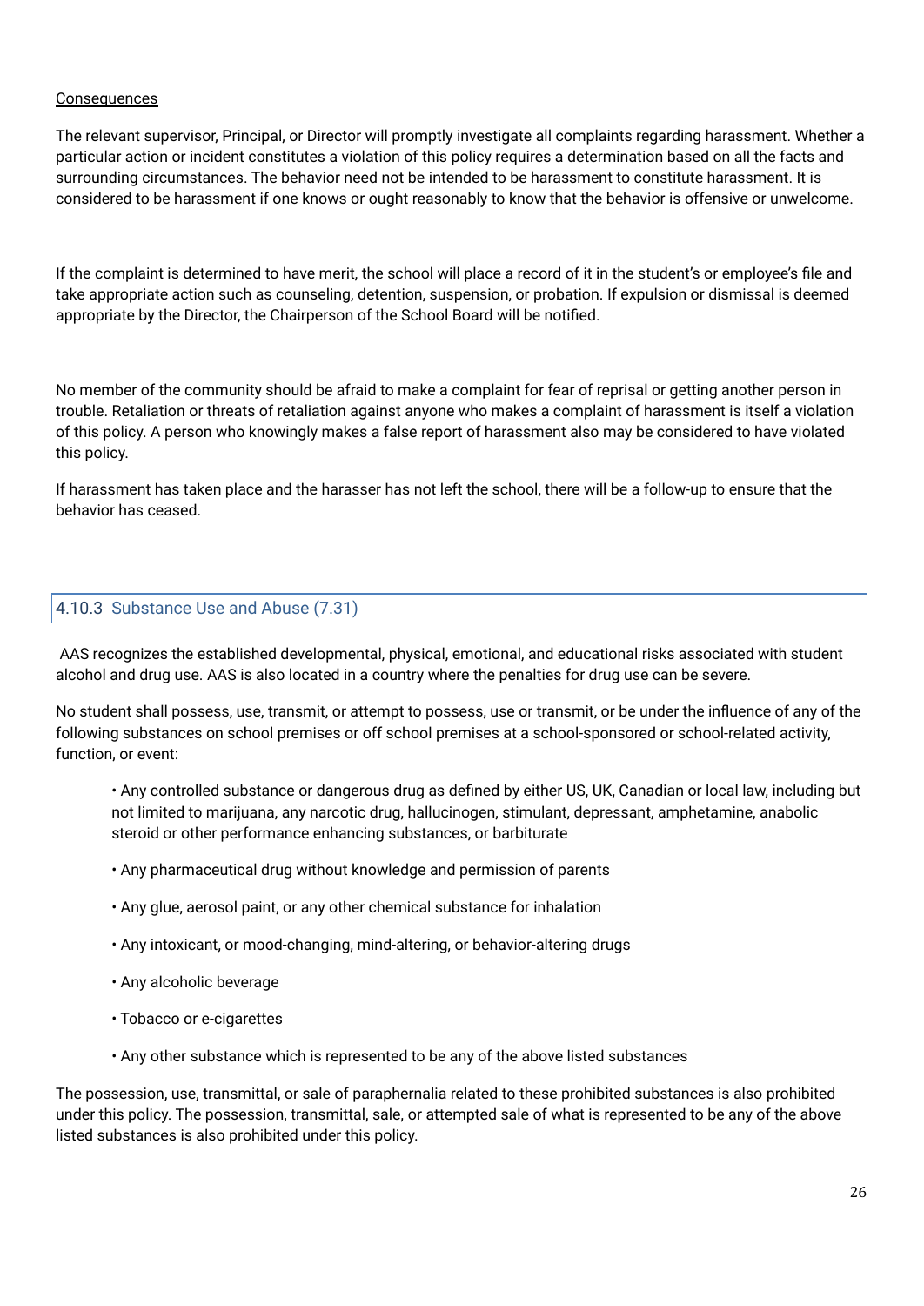<u>Consequences</u>

The relevant supervisor, Principal, or Director will promptly investigate all complaints regarding harassment. Whether a particular action or incident constitutes a violation of this policy requires a determination based on all the facts and surrounding circumstances. The behavior need not be intended to be harassment to constitute harassment. It is considered to be harassment if one knows or ought reasonably to know that the behavior is offensive or unwelcome.

If the complaint is determined to have merit, the school will place a record of it in the student's or employee's file and take appropriate action such as counseling, detention, suspension, or probation. If expulsion or dismissal is deemed appropriate by the Director, the Chairperson of the School Board will be notified.

No member of the community should be afraid to make a complaint for fear of reprisal or getting another person in trouble. Retaliation or threats of retaliation against anyone who makes a complaint of harassment is itself a violation of this policy. A person who knowingly makes a false report of harassment also may be considered to have violated this policy.

If harassment has taken place and the harasser has not left the school, there will be a follow-up to ensure that the behavior has ceased.

### 4.10.3 Substance Use and Abuse (7.31)

AAS recognizes the established developmental, physical, emotional, and educational risks associated with student alcohol and drug use. AAS is also located in a country where the penalties for drug use can be severe.

No student shall possess, use, transmit, or attempt to possess, use or transmit, or be under the influence of any of the following substances on school premises or off school premises at a school-sponsored or school-related activity, function, or event:

- Any controlled substance or dangerous drug as defined by either US, UK, Canadian or local law, including but not limited to marijuana, any narcotic drug, hallucinogen, stimulant, depressant, amphetamine, anabolic steroid or other performance enhancing substances, or barbiturate
- Any pharmaceutical drug without knowledge and permission of parents
- Any glue, aerosol paint, or any other chemical substance for inhalation
- Any intoxicant, or mood-changing, mind-altering, or behavior-altering drugs
- Any alcoholic beverage
- Tobacco or e-cigarettes
- Any other substance which is represented to be any of the above listed substances

The possession, use, transmittal, or sale of paraphernalia related to these prohibited substances is also prohibited under this policy. The possession, transmittal, sale, or attempted sale of what is represented to be any of the above listed substances is also prohibited under this policy.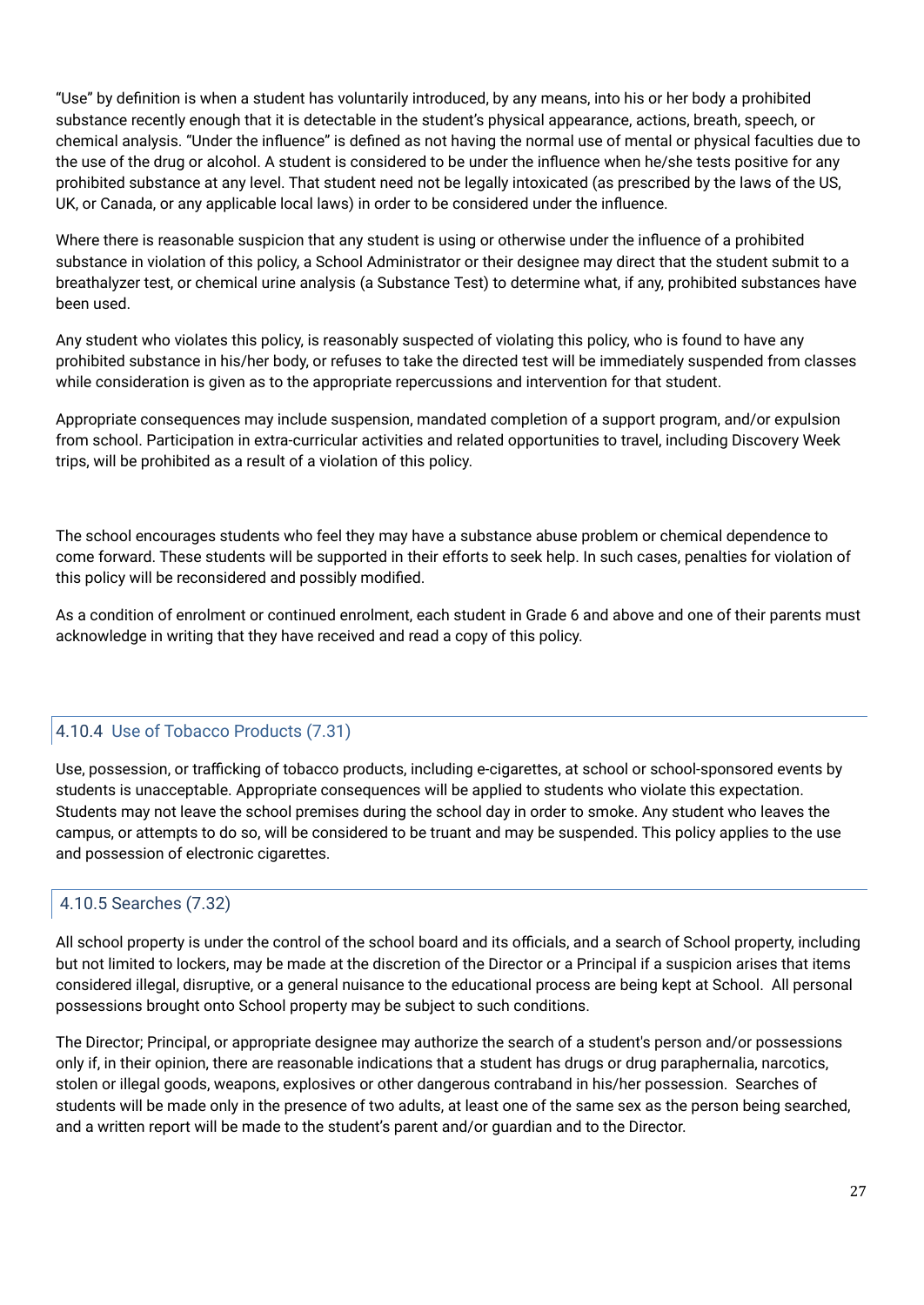"Use" by definition is when a student has voluntarily introduced, by any means, into his or her body a prohibited substance recently enough that it is detectable in the student's physical appearance, actions, breath, speech, or chemical analysis. "Under the influence" is defined as not having the normal use of mental or physical faculties due to the use of the drug or alcohol. A student is considered to be under the influence when he/she tests positive for any prohibited substance at any level. That student need not be legally intoxicated (as prescribed by the laws of the US, UK, or Canada, or any applicable local laws) in order to be considered under the influence.

Where there is reasonable suspicion that any student is using or otherwise under the influence of a prohibited substance in violation of this policy, a School Administrator or their designee may direct that the student submit to a breathalyzer test, or chemical urine analysis (a Substance Test) to determine what, if any, prohibited substances have been used.

Any student who violates this policy, is reasonably suspected of violating this policy, who is found to have any prohibited substance in his/her body, or refuses to take the directed test will be immediately suspended from classes while consideration is given as to the appropriate repercussions and intervention for that student.

Appropriate consequences may include suspension, mandated completion of a support program, and/or expulsion from school. Participation in extra-curricular activities and related opportunities to travel, including Discovery Week trips, will be prohibited as a result of a violation of this policy.

The school encourages students who feel they may have a substance abuse problem or chemical dependence to come forward. These students will be supported in their efforts to seek help. In such cases, penalties for violation of this policy will be reconsidered and possibly modified.

As a condition of enrolment or continued enrolment, each student in Grade 6 and above and one of their parents must acknowledge in writing that they have received and read a copy of this policy.

### 4.10.4 Use of Tobacco Products (7.31)

Use, possession, or trafficking of tobacco products, including e-cigarettes, at school or school-sponsored events by students is unacceptable. Appropriate consequences will be applied to students who violate this expectation. Students may not leave the school premises during the school day in order to smoke. Any student who leaves the campus, or attempts to do so, will be considered to be truant and may be suspended. This policy applies to the use and possession of electronic cigarettes.

### 4.10.5 Searches (7.32)

All school property is under the control of the school board and its officials, and a search of School property, including but not limited to lockers, may be made at the discretion of the Director or a Principal if a suspicion arises that items considered illegal, disruptive, or a general nuisance to the educational process are being kept at School. All personal possessions brought onto School property may be subject to such conditions.

The Director; Principal, or appropriate designee may authorize the search of a student's person and/or possessions only if, in their opinion, there are reasonable indications that a student has drugs or drug paraphernalia, narcotics, stolen or illegal goods, weapons, explosives or other dangerous contraband in his/her possession. Searches of students will be made only in the presence of two adults, at least one of the same sex as the person being searched, and a written report will be made to the student's parent and/or guardian and to the Director.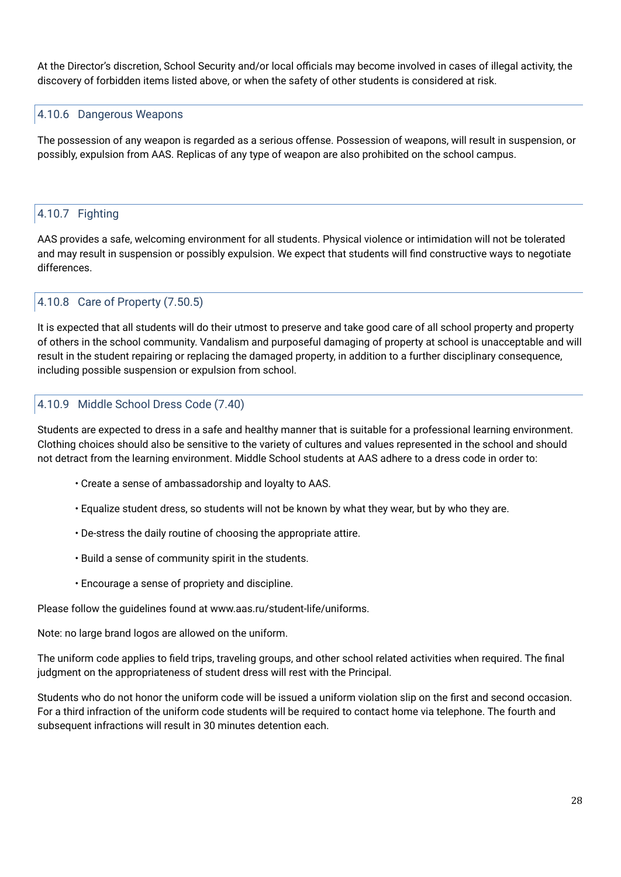At the Director's discretion, School Security and/or local officials may become involved in cases of illegal activity, the discovery of forbidden items listed above, or when the safety of other students is considered at risk.

### 4.10.6 Dangerous Weapons

The possession of any weapon is regarded as a serious offense. Possession of weapons, will result in suspension, or possibly, expulsion from AAS. Replicas of any type of weapon are also prohibited on the school campus.

### 4.10.7 Fighting

AAS provides a safe, welcoming environment for all students. Physical violence or intimidation will not be tolerated and may result in suspension or possibly expulsion. We expect that students will find constructive ways to negotiate differences.

### 4.10.8 Care of Property (7.50.5)

It is expected that all students will do their utmost to preserve and take good care of all school property and property of others in the school community. Vandalism and purposeful damaging of property at school is unacceptable and will result in the student repairing or replacing the damaged property, in addition to a further disciplinary consequence, including possible suspension or expulsion from school.

### 4.10.9 Middle School Dress Code (7.40)

Students are expected to dress in a safe and healthy manner that is suitable for a professional learning environment. Clothing choices should also be sensitive to the variety of cultures and values represented in the school and should not detract from the learning environment. Middle School students at AAS adhere to a dress code in order to:

- Create a sense of ambassadorship and loyalty to AAS.
- Equalize student dress, so students will not be known by what they wear, but by who they are.
- De-stress the daily routine of choosing the appropriate attire.
- Build a sense of community spirit in the students.
- Encourage a sense of propriety and discipline.

Please follow the guidelines found at www.aas.ru/student-life/uniforms.

Note: no large brand logos are allowed on the uniform.

The uniform code applies to field trips, traveling groups, and other school related activities when required. The final judgment on the appropriateness of student dress will rest with the Principal.

Students who do not honor the uniform code will be issued a uniform violation slip on the first and second occasion. For a third infraction of the uniform code students will be required to contact home via telephone. The fourth and subsequent infractions will result in 30 minutes detention each.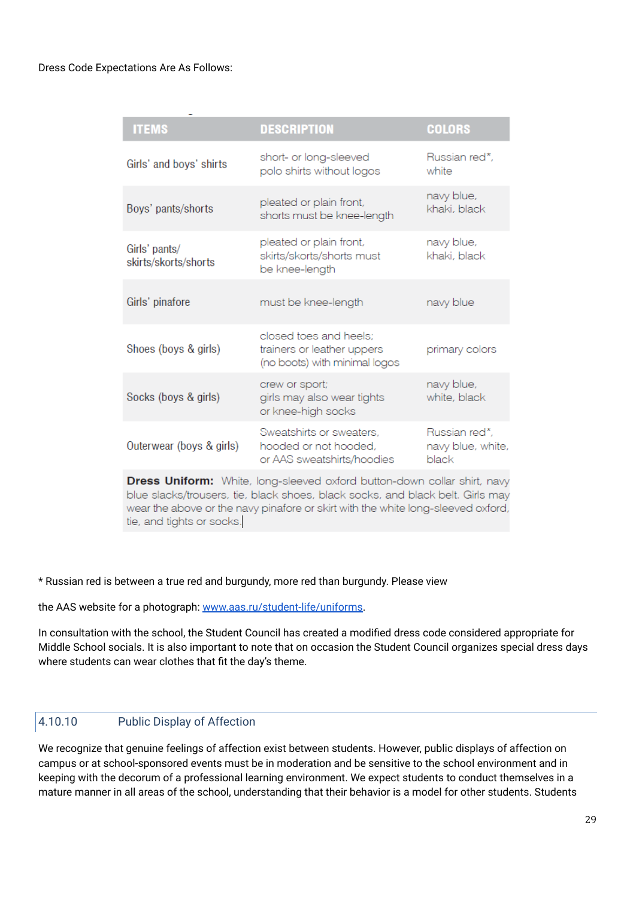Dress Code Expectations Are As Follows:

| ITEMS | DESCRIPTION | COLORS |
|---|---|---|
| Girls' and boys' shirts | short- or long-sleeved polo shirts without logos | Russian red*, white |
| Boys' pants/shorts | pleated or plain front, shorts must be knee-length | navy blue, khaki, black |
| Girls' pants/ skirts/skorts/shorts | pleated or plain front, skirts/skorts/shorts must be knee-length | navy blue, khaki, black |
| Girls' pinafore | must be knee-length | navy blue |
| Shoes (boys & girls) | closed toes and heels; trainers or leather uppers (no boots) with minimal logos | primary colors |
| Socks (boys & girls) | crew or sport; girls may also wear tights or knee-high socks | navy blue, white, black |
| Outerwear (boys & girls) | Sweatshirts or sweaters, hooded or not hooded, or AAS sweatshirts/hoodies | Russian red*, navy blue, white, black |
| **Dress Uniform:** White, long-sleeved oxford button-down collar shirt, navy blue slacks/trousers, tie, black shoes, black socks, and black belt. Girls may wear the above or the navy pinafore or skirt with the white long-sleeved oxford, tie, and tights or socks. | | |

* Russian red is between a true red and burgundy, more red than burgundy. Please view

the AAS website for a photograph: [www.aas.ru/student-life/uniforms](www.aas.ru/student-life/uniforms).

In consultation with the school, the Student Council has created a modified dress code considered appropriate for Middle School socials. It is also important to note that on occasion the Student Council organizes special dress days where students can wear clothes that fit the day's theme.

### 4.10.10 Public Display of Affection

We recognize that genuine feelings of affection exist between students. However, public displays of affection on campus or at school-sponsored events must be in moderation and be sensitive to the school environment and in keeping with the decorum of a professional learning environment. We expect students to conduct themselves in a mature manner in all areas of the school, understanding that their behavior is a model for other students. Students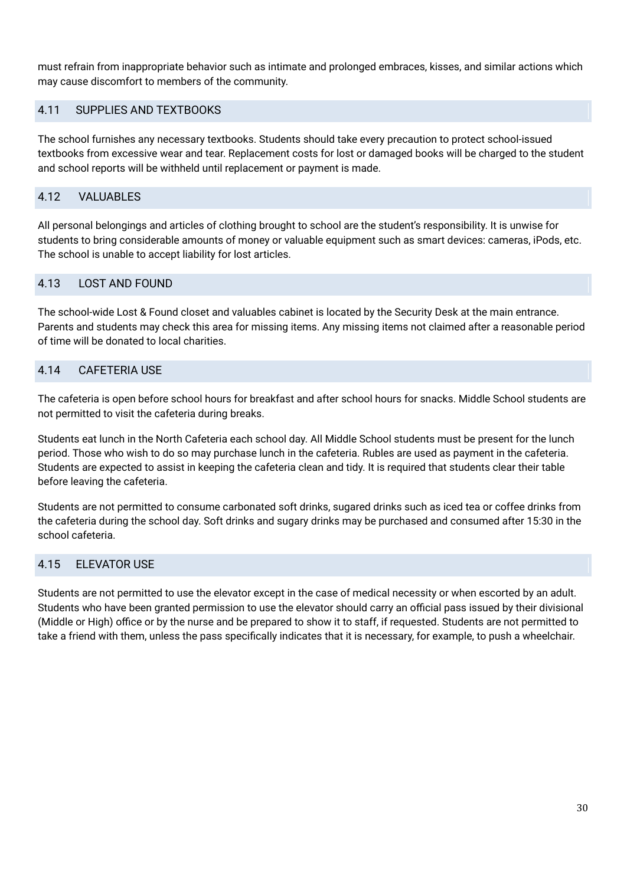must refrain from inappropriate behavior such as intimate and prolonged embraces, kisses, and similar actions which may cause discomfort to members of the community.

## 4.11 SUPPLIES AND TEXTBOOKS

The school furnishes any necessary textbooks. Students should take every precaution to protect school-issued textbooks from excessive wear and tear. Replacement costs for lost or damaged books will be charged to the student and school reports will be withheld until replacement or payment is made.

## 4.12 VALUABLES

All personal belongings and articles of clothing brought to school are the student's responsibility. It is unwise for students to bring considerable amounts of money or valuable equipment such as smart devices: cameras, iPods, etc. The school is unable to accept liability for lost articles.

## 4.13 LOST AND FOUND

The school-wide Lost & Found closet and valuables cabinet is located by the Security Desk at the main entrance. Parents and students may check this area for missing items. Any missing items not claimed after a reasonable period of time will be donated to local charities.

## 4.14 CAFETERIA USE

The cafeteria is open before school hours for breakfast and after school hours for snacks. Middle School students are not permitted to visit the cafeteria during breaks.

Students eat lunch in the North Cafeteria each school day. All Middle School students must be present for the lunch period. Those who wish to do so may purchase lunch in the cafeteria. Rubles are used as payment in the cafeteria. Students are expected to assist in keeping the cafeteria clean and tidy. It is required that students clear their table before leaving the cafeteria.

Students are not permitted to consume carbonated soft drinks, sugared drinks such as iced tea or coffee drinks from the cafeteria during the school day. Soft drinks and sugary drinks may be purchased and consumed after 15:30 in the school cafeteria.

## 4.15 ELEVATOR USE

Students are not permitted to use the elevator except in the case of medical necessity or when escorted by an adult. Students who have been granted permission to use the elevator should carry an official pass issued by their divisional (Middle or High) office or by the nurse and be prepared to show it to staff, if requested. Students are not permitted to take a friend with them, unless the pass specifically indicates that it is necessary, for example, to push a wheelchair.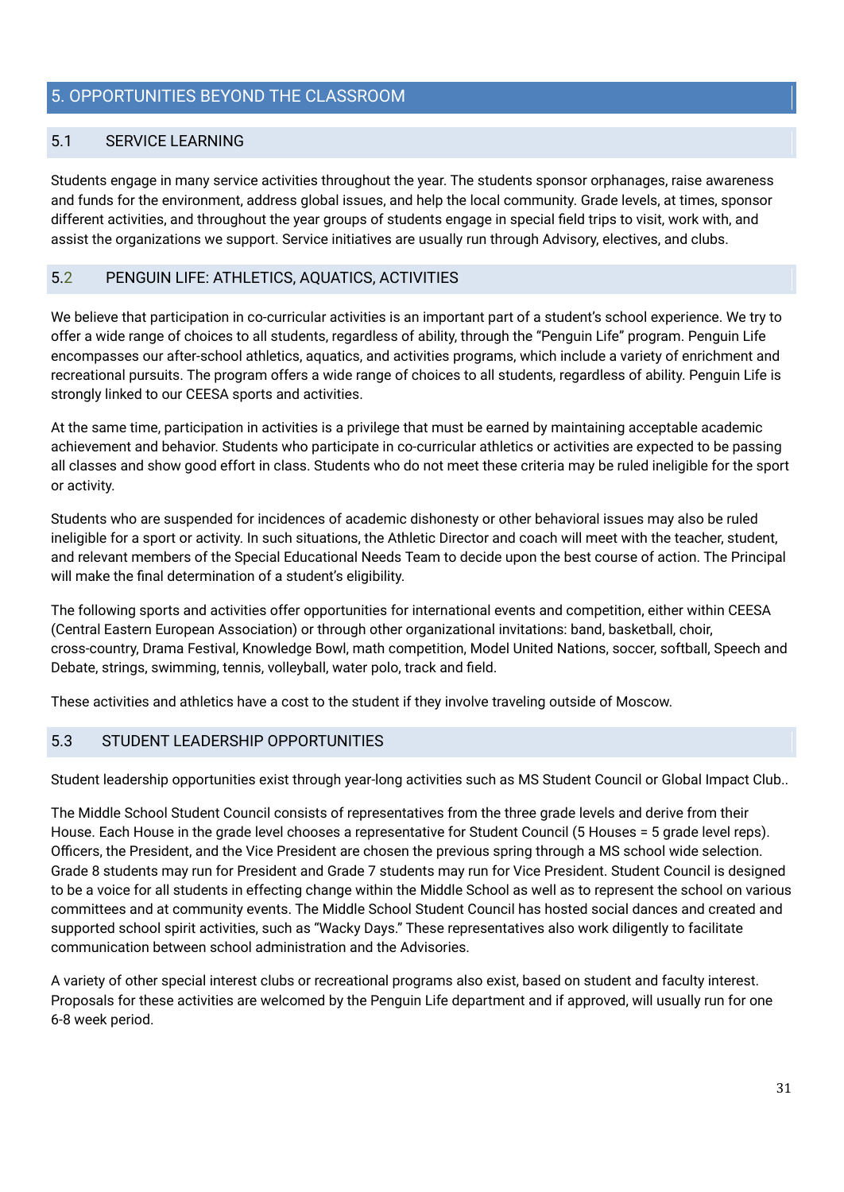# 5. OPPORTUNITIES BEYOND THE CLASSROOM

## 5.1 SERVICE LEARNING

Students engage in many service activities throughout the year. The students sponsor orphanages, raise awareness and funds for the environment, address global issues, and help the local community. Grade levels, at times, sponsor different activities, and throughout the year groups of students engage in special field trips to visit, work with, and assist the organizations we support. Service initiatives are usually run through Advisory, electives, and clubs.

## 5.2 PENGUIN LIFE: ATHLETICS, AQUATICS, ACTIVITIES

We believe that participation in co-curricular activities is an important part of a student's school experience. We try to offer a wide range of choices to all students, regardless of ability, through the "Penguin Life" program. Penguin Life encompasses our after-school athletics, aquatics, and activities programs, which include a variety of enrichment and recreational pursuits. The program offers a wide range of choices to all students, regardless of ability. Penguin Life is strongly linked to our CEESA sports and activities.

At the same time, participation in activities is a privilege that must be earned by maintaining acceptable academic achievement and behavior. Students who participate in co-curricular athletics or activities are expected to be passing all classes and show good effort in class. Students who do not meet these criteria may be ruled ineligible for the sport or activity.

Students who are suspended for incidences of academic dishonesty or other behavioral issues may also be ruled ineligible for a sport or activity. In such situations, the Athletic Director and coach will meet with the teacher, student, and relevant members of the Special Educational Needs Team to decide upon the best course of action. The Principal will make the final determination of a student's eligibility.

The following sports and activities offer opportunities for international events and competition, either within CEESA (Central Eastern European Association) or through other organizational invitations: band, basketball, choir, cross-country, Drama Festival, Knowledge Bowl, math competition, Model United Nations, soccer, softball, Speech and Debate, strings, swimming, tennis, volleyball, water polo, track and field.

These activities and athletics have a cost to the student if they involve traveling outside of Moscow.

## 5.3 STUDENT LEADERSHIP OPPORTUNITIES

Student leadership opportunities exist through year-long activities such as MS Student Council or Global Impact Club..

The Middle School Student Council consists of representatives from the three grade levels and derive from their House. Each House in the grade level chooses a representative for Student Council (5 Houses = 5 grade level reps). Officers, the President, and the Vice President are chosen the previous spring through a MS school wide selection. Grade 8 students may run for President and Grade 7 students may run for Vice President. Student Council is designed to be a voice for all students in effecting change within the Middle School as well as to represent the school on various committees and at community events. The Middle School Student Council has hosted social dances and created and supported school spirit activities, such as "Wacky Days." These representatives also work diligently to facilitate communication between school administration and the Advisories.

A variety of other special interest clubs or recreational programs also exist, based on student and faculty interest. Proposals for these activities are welcomed by the Penguin Life department and if approved, will usually run for one 6-8 week period.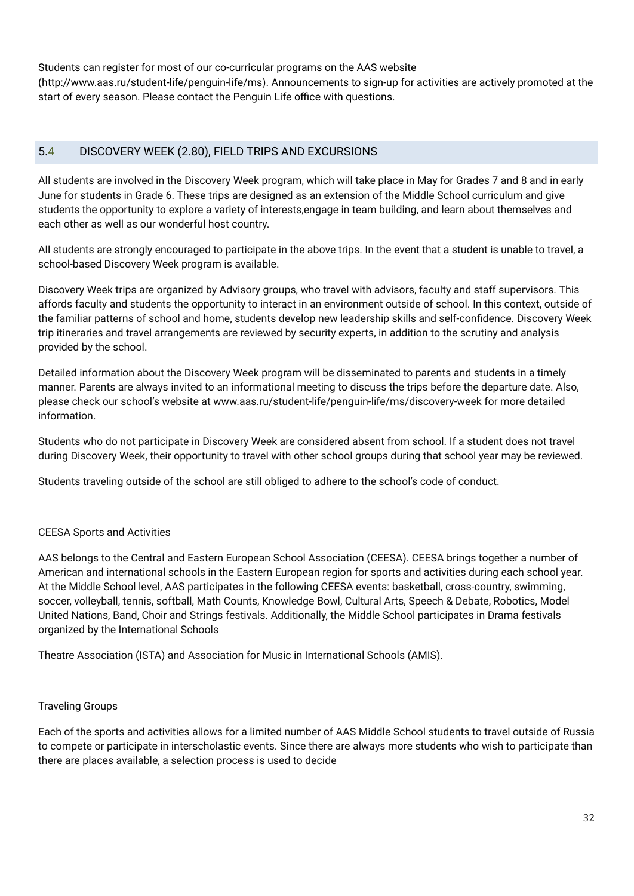Students can register for most of our co-curricular programs on the AAS website (http://www.aas.ru/student-life/penguin-life/ms). Announcements to sign-up for activities are actively promoted at the start of every season. Please contact the Penguin Life office with questions.

## 5.4 DISCOVERY WEEK (2.80), FIELD TRIPS AND EXCURSIONS

All students are involved in the Discovery Week program, which will take place in May for Grades 7 and 8 and in early June for students in Grade 6. These trips are designed as an extension of the Middle School curriculum and give students the opportunity to explore a variety of interests,engage in team building, and learn about themselves and each other as well as our wonderful host country.

All students are strongly encouraged to participate in the above trips. In the event that a student is unable to travel, a school-based Discovery Week program is available.

Discovery Week trips are organized by Advisory groups, who travel with advisors, faculty and staff supervisors. This affords faculty and students the opportunity to interact in an environment outside of school. In this context, outside of the familiar patterns of school and home, students develop new leadership skills and self-confidence. Discovery Week trip itineraries and travel arrangements are reviewed by security experts, in addition to the scrutiny and analysis provided by the school.

Detailed information about the Discovery Week program will be disseminated to parents and students in a timely manner. Parents are always invited to an informational meeting to discuss the trips before the departure date. Also, please check our school's website at www.aas.ru/student-life/penguin-life/ms/discovery-week for more detailed information.

Students who do not participate in Discovery Week are considered absent from school. If a student does not travel during Discovery Week, their opportunity to travel with other school groups during that school year may be reviewed.

Students traveling outside of the school are still obliged to adhere to the school's code of conduct.

### CEESA Sports and Activities

AAS belongs to the Central and Eastern European School Association (CEESA). CEESA brings together a number of American and international schools in the Eastern European region for sports and activities during each school year. At the Middle School level, AAS participates in the following CEESA events: basketball, cross-country, swimming, soccer, volleyball, tennis, softball, Math Counts, Knowledge Bowl, Cultural Arts, Speech & Debate, Robotics, Model United Nations, Band, Choir and Strings festivals. Additionally, the Middle School participates in Drama festivals organized by the International Schools

Theatre Association (ISTA) and Association for Music in International Schools (AMIS).

### Traveling Groups

Each of the sports and activities allows for a limited number of AAS Middle School students to travel outside of Russia to compete or participate in interscholastic events. Since there are always more students who wish to participate than there are places available, a selection process is used to decide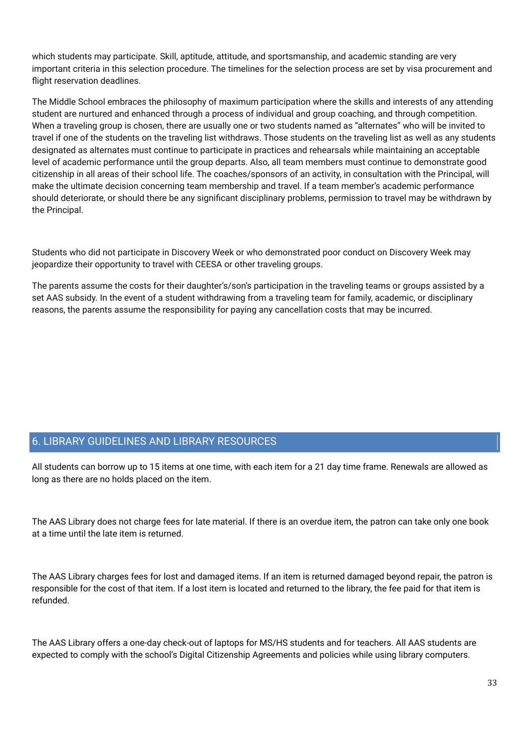which students may participate. Skill, aptitude, attitude, and sportsmanship, and academic standing are very important criteria in this selection procedure. The timelines for the selection process are set by visa procurement and flight reservation deadlines.

The Middle School embraces the philosophy of maximum participation where the skills and interests of any attending student are nurtured and enhanced through a process of individual and group coaching, and through competition. When a traveling group is chosen, there are usually one or two students named as "alternates" who will be invited to travel if one of the students on the traveling list withdraws. Those students on the traveling list as well as any students designated as alternates must continue to participate in practices and rehearsals while maintaining an acceptable level of academic performance until the group departs. Also, all team members must continue to demonstrate good citizenship in all areas of their school life. The coaches/sponsors of an activity, in consultation with the Principal, will make the ultimate decision concerning team membership and travel. If a team member's academic performance should deteriorate, or should there be any significant disciplinary problems, permission to travel may be withdrawn by the Principal.

Students who did not participate in Discovery Week or who demonstrated poor conduct on Discovery Week may jeopardize their opportunity to travel with CEESA or other traveling groups.

The parents assume the costs for their daughter's/son's participation in the traveling teams or groups assisted by a set AAS subsidy. In the event of a student withdrawing from a traveling team for family, academic, or disciplinary reasons, the parents assume the responsibility for paying any cancellation costs that may be incurred.

## 6. LIBRARY GUIDELINES AND LIBRARY RESOURCES

All students can borrow up to 15 items at one time, with each item for a 21 day time frame. Renewals are allowed as long as there are no holds placed on the item.

The AAS Library does not charge fees for late material. If there is an overdue item, the patron can take only one book at a time until the late item is returned.

The AAS Library charges fees for lost and damaged items. If an item is returned damaged beyond repair, the patron is responsible for the cost of that item. If a lost item is located and returned to the library, the fee paid for that item is refunded.

The AAS Library offers a one-day check-out of laptops for MS/HS students and for teachers. All AAS students are expected to comply with the school's Digital Citizenship Agreements and policies while using library computers.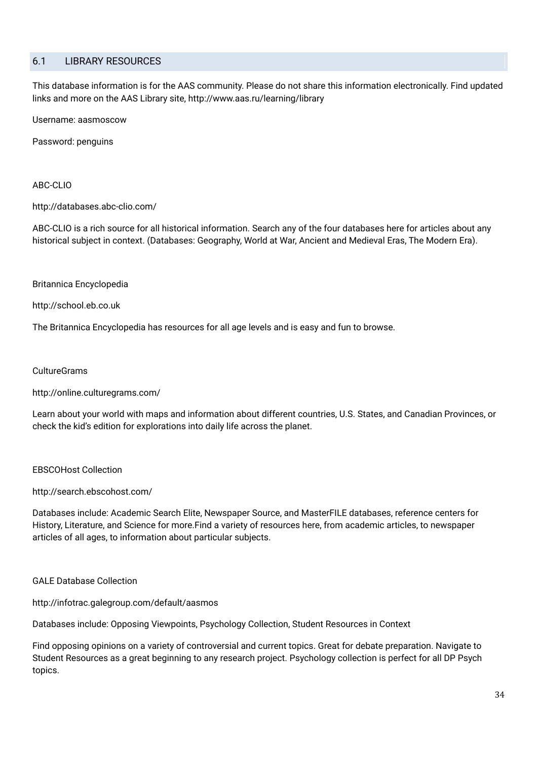## 6.1 LIBRARY RESOURCES

This database information is for the AAS community. Please do not share this information electronically. Find updated links and more on the AAS Library site, http://www.aas.ru/learning/library

Username: aasmoscow

Password: penguins

ABC-CLIO

http://databases.abc-clio.com/

ABC-CLIO is a rich source for all historical information. Search any of the four databases here for articles about any historical subject in context. (Databases: Geography, World at War, Ancient and Medieval Eras, The Modern Era).

Britannica Encyclopedia

http://school.eb.co.uk

The Britannica Encyclopedia has resources for all age levels and is easy and fun to browse.

CultureGrams

http://online.culturegrams.com/

Learn about your world with maps and information about different countries, U.S. States, and Canadian Provinces, or check the kid's edition for explorations into daily life across the planet.

EBSCOHost Collection

http://search.ebscohost.com/

Databases include: Academic Search Elite, Newspaper Source, and MasterFILE databases, reference centers for History, Literature, and Science for more.Find a variety of resources here, from academic articles, to newspaper articles of all ages, to information about particular subjects.

GALE Database Collection

http://infotrac.galegroup.com/default/aasmos

Databases include: Opposing Viewpoints, Psychology Collection, Student Resources in Context

Find opposing opinions on a variety of controversial and current topics. Great for debate preparation. Navigate to Student Resources as a great beginning to any research project. Psychology collection is perfect for all DP Psych topics.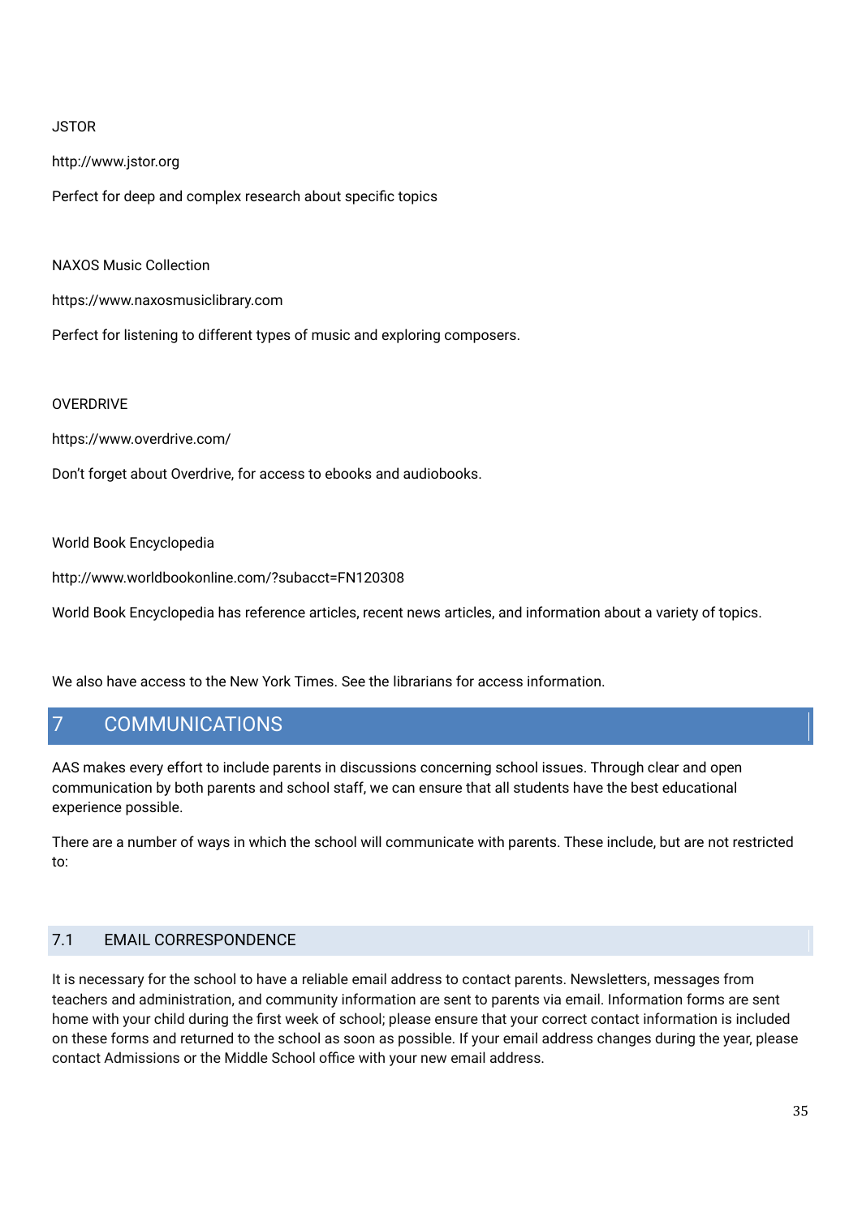JSTOR

http://www.jstor.org

Perfect for deep and complex research about specific topics

NAXOS Music Collection

https://www.naxosmusiclibrary.com

Perfect for listening to different types of music and exploring composers.

OVERDRIVE

https://www.overdrive.com/

Don't forget about Overdrive, for access to ebooks and audiobooks.

World Book Encyclopedia

http://www.worldbookonline.com/?subacct=FN120308

World Book Encyclopedia has reference articles, recent news articles, and information about a variety of topics.

We also have access to the New York Times. See the librarians for access information.

# 7 COMMUNICATIONS

AAS makes every effort to include parents in discussions concerning school issues. Through clear and open communication by both parents and school staff, we can ensure that all students have the best educational experience possible.

There are a number of ways in which the school will communicate with parents. These include, but are not restricted to:

## 7.1 EMAIL CORRESPONDENCE

It is necessary for the school to have a reliable email address to contact parents. Newsletters, messages from teachers and administration, and community information are sent to parents via email. Information forms are sent home with your child during the first week of school; please ensure that your correct contact information is included on these forms and returned to the school as soon as possible. If your email address changes during the year, please contact Admissions or the Middle School office with your new email address.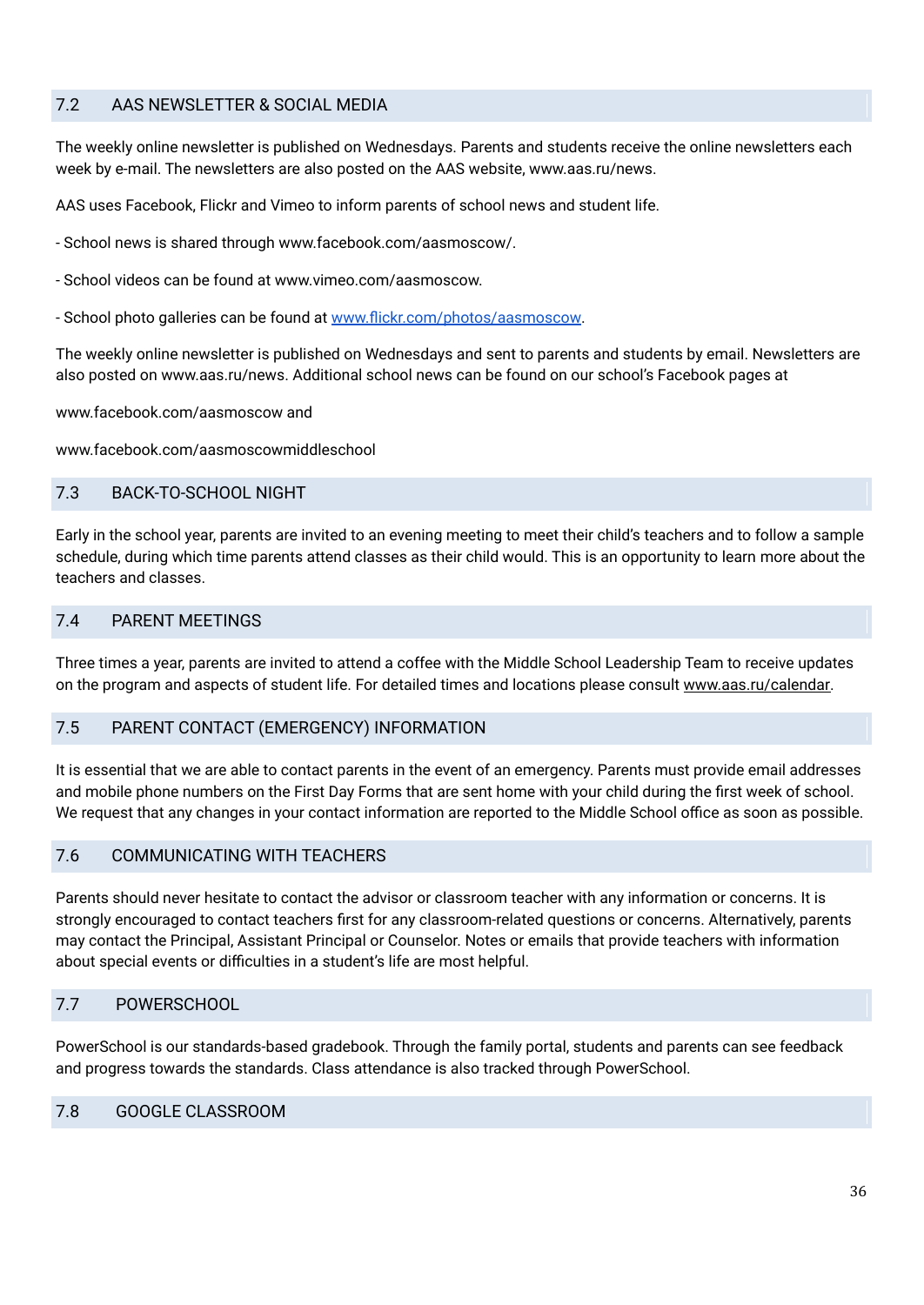## 7.2 AAS NEWSLETTER & SOCIAL MEDIA

The weekly online newsletter is published on Wednesdays. Parents and students receive the online newsletters each week by e-mail. The newsletters are also posted on the AAS website, www.aas.ru/news.

AAS uses Facebook, Flickr and Vimeo to inform parents of school news and student life.

- School news is shared through www.facebook.com/aasmoscow/.

- School videos can be found at www.vimeo.com/aasmoscow.

- School photo galleries can be found at [www.flickr.com/photos/aasmoscow](www.flickr.com/photos/aasmoscow).

The weekly online newsletter is published on Wednesdays and sent to parents and students by email. Newsletters are also posted on www.aas.ru/news. Additional school news can be found on our school's Facebook pages at

www.facebook.com/aasmoscow and

www.facebook.com/aasmoscowmiddleschool

## 7.3 BACK-TO-SCHOOL NIGHT

Early in the school year, parents are invited to an evening meeting to meet their child's teachers and to follow a sample schedule, during which time parents attend classes as their child would. This is an opportunity to learn more about the teachers and classes.

## 7.4 PARENT MEETINGS

Three times a year, parents are invited to attend a coffee with the Middle School Leadership Team to receive updates on the program and aspects of student life. For detailed times and locations please consult www.aas.ru/calendar.

## 7.5 PARENT CONTACT (EMERGENCY) INFORMATION

It is essential that we are able to contact parents in the event of an emergency. Parents must provide email addresses and mobile phone numbers on the First Day Forms that are sent home with your child during the first week of school. We request that any changes in your contact information are reported to the Middle School office as soon as possible.

## 7.6 COMMUNICATING WITH TEACHERS

Parents should never hesitate to contact the advisor or classroom teacher with any information or concerns. It is strongly encouraged to contact teachers first for any classroom-related questions or concerns. Alternatively, parents may contact the Principal, Assistant Principal or Counselor. Notes or emails that provide teachers with information about special events or difficulties in a student's life are most helpful.

## 7.7 POWERSCHOOL

PowerSchool is our standards-based gradebook. Through the family portal, students and parents can see feedback and progress towards the standards. Class attendance is also tracked through PowerSchool.

## 7.8 GOOGLE CLASSROOM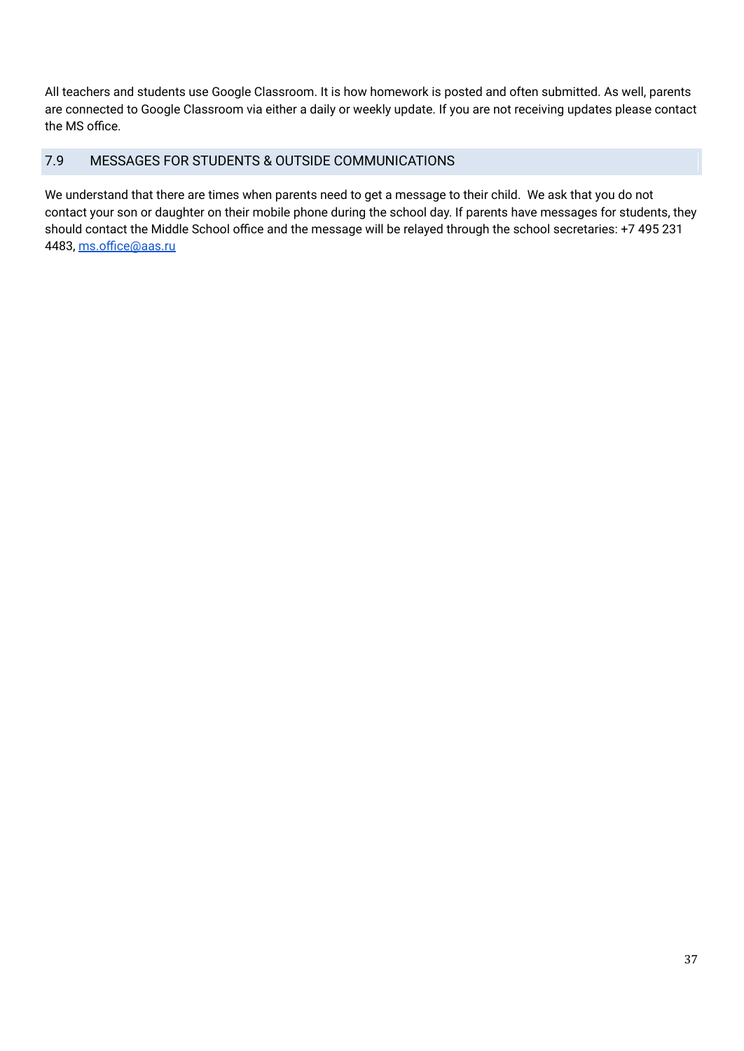All teachers and students use Google Classroom. It is how homework is posted and often submitted. As well, parents are connected to Google Classroom via either a daily or weekly update. If you are not receiving updates please contact the MS office.

## 7.9 MESSAGES FOR STUDENTS & OUTSIDE COMMUNICATIONS

We understand that there are times when parents need to get a message to their child. We ask that you do not contact your son or daughter on their mobile phone during the school day. If parents have messages for students, they should contact the Middle School office and the message will be relayed through the school secretaries: +7 495 231 4483, [ms.office@aas.ru](mailto:ms.office@aas.ru)